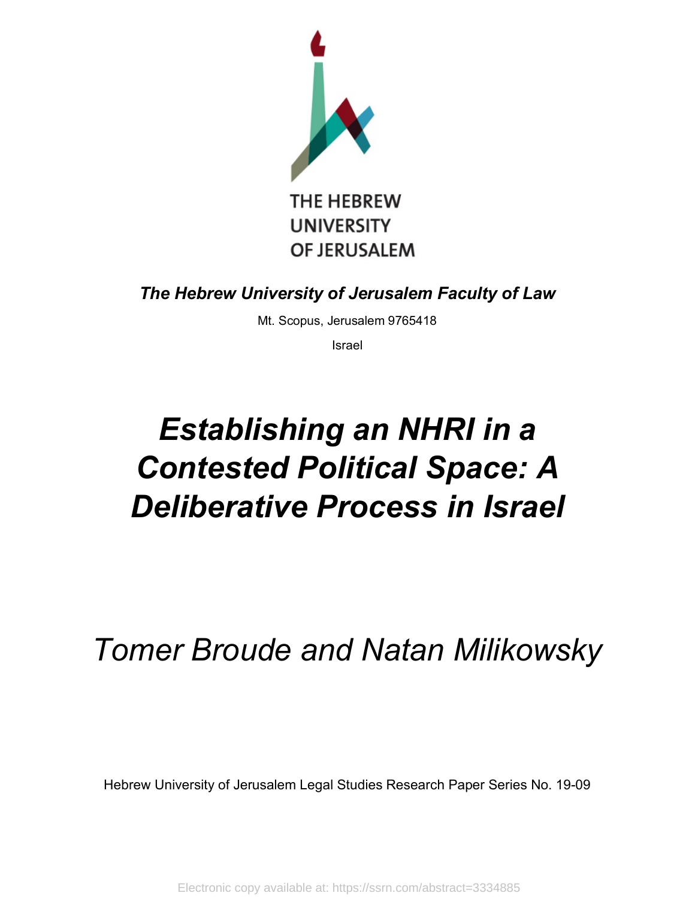THE HEBREW UNIVERSITY OF JERUSALEM

***The Hebrew University of Jerusalem Faculty of Law***

Mt. Scopus, Jerusalem 9765418

Israel

# *Establishing an NHRI in a Contested Political Space: A Deliberative Process in Israel*

*Tomer Broude and Natan Milikowsky*

Hebrew University of Jerusalem Legal Studies Research Paper Series No. 19-09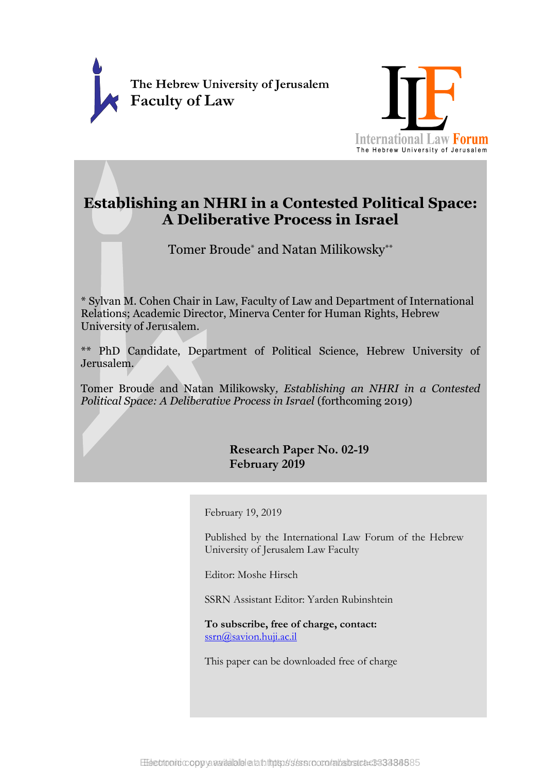The Hebrew University of Jerusalem
Faculty of Law

International Law Forum
The Hebrew University of Jerusalem

# Establishing an NHRI in a Contested Political Space: A Deliberative Process in Israel

Tomer Broude* and Natan Milikowsky**

* Sylvan M. Cohen Chair in Law, Faculty of Law and Department of International Relations; Academic Director, Minerva Center for Human Rights, Hebrew University of Jerusalem.

** PhD Candidate, Department of Political Science, Hebrew University of Jerusalem.

Tomer Broude and Natan Milikowsky, *Establishing an NHRI in a Contested Political Space: A Deliberative Process in Israel* (forthcoming 2019)

**Research Paper No. 02-19**
**February 2019**

February 19, 2019

Published by the International Law Forum of the Hebrew University of Jerusalem Law Faculty

Editor: Moshe Hirsch

SSRN Assistant Editor: Yarden Rubinshtein

**To subscribe, free of charge, contact:**
ssrn@savion.huji.ac.il

This paper can be downloaded free of charge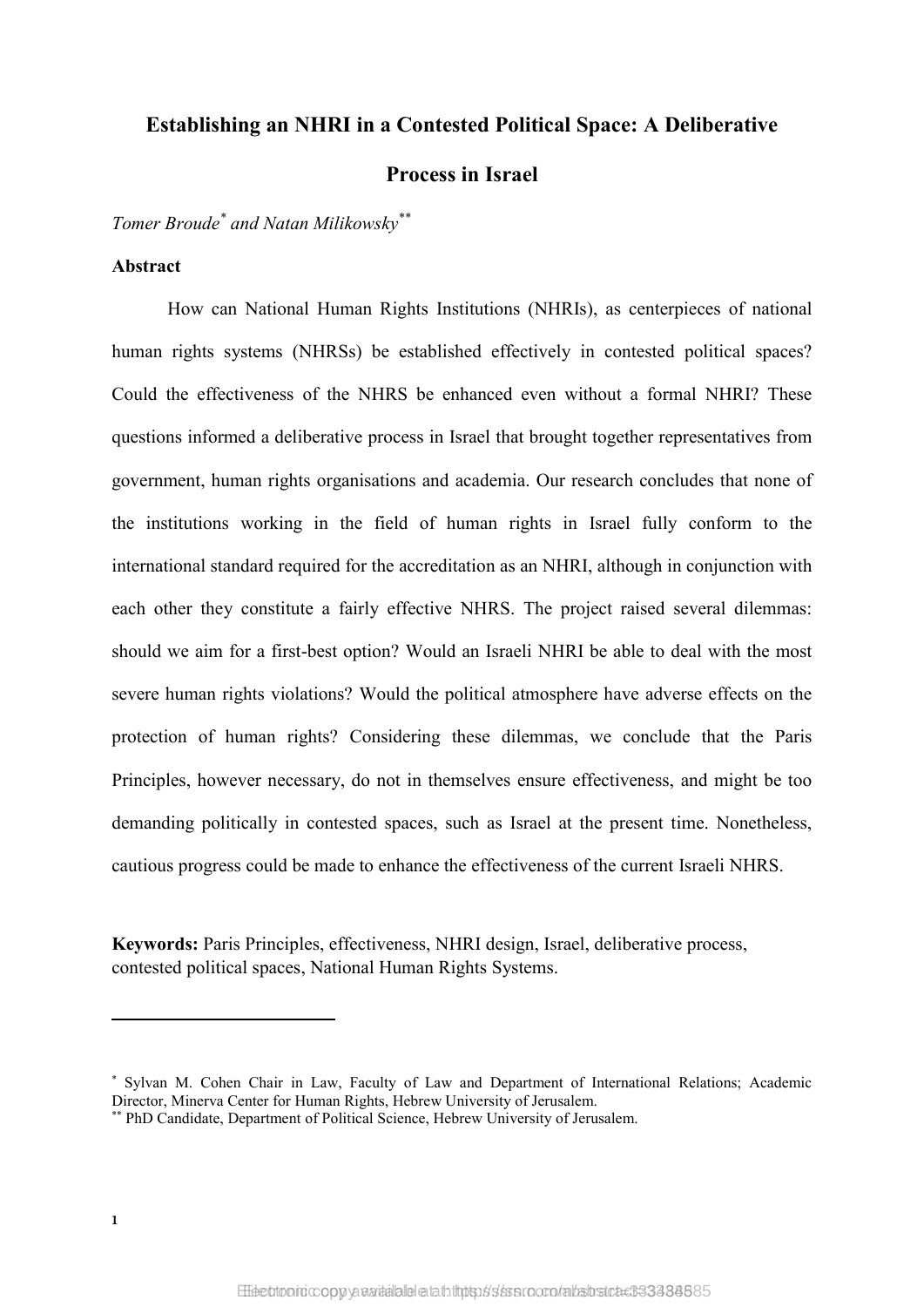# Establishing an NHRI in a Contested Political Space: A Deliberative Process in Israel

*Tomer Broude*[*] *and Natan Milikowsky*[**]

**Abstract**

How can National Human Rights Institutions (NHRIs), as centerpieces of national human rights systems (NHRSs) be established effectively in contested political spaces? Could the effectiveness of the NHRS be enhanced even without a formal NHRI? These questions informed a deliberative process in Israel that brought together representatives from government, human rights organisations and academia. Our research concludes that none of the institutions working in the field of human rights in Israel fully conform to the international standard required for the accreditation as an NHRI, although in conjunction with each other they constitute a fairly effective NHRS. The project raised several dilemmas: should we aim for a first-best option? Would an Israeli NHRI be able to deal with the most severe human rights violations? Would the political atmosphere have adverse effects on the protection of human rights? Considering these dilemmas, we conclude that the Paris Principles, however necessary, do not in themselves ensure effectiveness, and might be too demanding politically in contested spaces, such as Israel at the present time. Nonetheless, cautious progress could be made to enhance the effectiveness of the current Israeli NHRS.

**Keywords:** Paris Principles, effectiveness, NHRI design, Israel, deliberative process, contested political spaces, National Human Rights Systems.

---

[*] Sylvan M. Cohen Chair in Law, Faculty of Law and Department of International Relations; Academic Director, Minerva Center for Human Rights, Hebrew University of Jerusalem.

[**] PhD Candidate, Department of Political Science, Hebrew University of Jerusalem.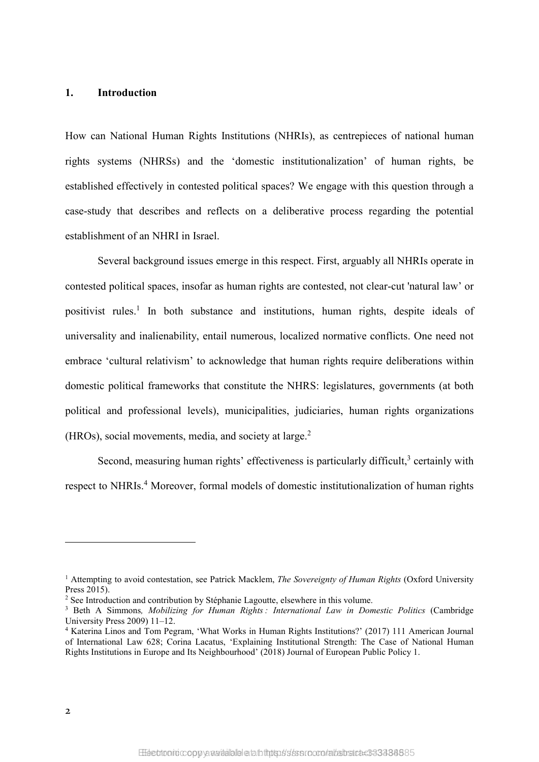## 1. Introduction

How can National Human Rights Institutions (NHRIs), as centrepieces of national human rights systems (NHRSs) and the 'domestic institutionalization' of human rights, be established effectively in contested political spaces? We engage with this question through a case-study that describes and reflects on a deliberative process regarding the potential establishment of an NHRI in Israel.

Several background issues emerge in this respect. First, arguably all NHRIs operate in contested political spaces, insofar as human rights are contested, not clear-cut 'natural law' or positivist rules.[1] In both substance and institutions, human rights, despite ideals of universality and inalienability, entail numerous, localized normative conflicts. One need not embrace 'cultural relativism' to acknowledge that human rights require deliberations within domestic political frameworks that constitute the NHRS: legislatures, governments (at both political and professional levels), municipalities, judiciaries, human rights organizations (HROs), social movements, media, and society at large.[2]

Second, measuring human rights' effectiveness is particularly difficult,[3] certainly with respect to NHRIs.[4] Moreover, formal models of domestic institutionalization of human rights

---

[1] Attempting to avoid contestation, see Patrick Macklem, *The Sovereignty of Human Rights* (Oxford University Press 2015).

[2] See Introduction and contribution by Stéphanie Lagoutte, elsewhere in this volume.

[3] Beth A Simmons*, Mobilizing for Human Rights : International Law in Domestic Politics* (Cambridge University Press 2009) 11–12.

[4] Katerina Linos and Tom Pegram, 'What Works in Human Rights Institutions?' (2017) 111 American Journal of International Law 628; Corina Lacatus, 'Explaining Institutional Strength: The Case of National Human Rights Institutions in Europe and Its Neighbourhood' (2018) Journal of European Public Policy 1.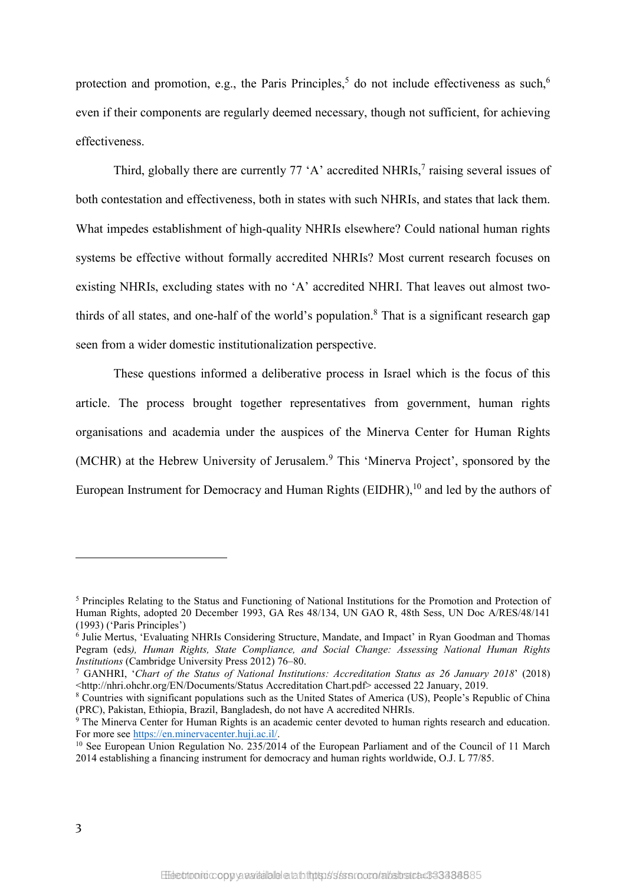protection and promotion, e.g., the Paris Principles,[5] do not include effectiveness as such,[6] even if their components are regularly deemed necessary, though not sufficient, for achieving effectiveness.

Third, globally there are currently 77 'A' accredited NHRIs,[7] raising several issues of both contestation and effectiveness, both in states with such NHRIs, and states that lack them. What impedes establishment of high-quality NHRIs elsewhere? Could national human rights systems be effective without formally accredited NHRIs? Most current research focuses on existing NHRIs, excluding states with no 'A' accredited NHRI. That leaves out almost two-thirds of all states, and one-half of the world's population.[8] That is a significant research gap seen from a wider domestic institutionalization perspective.

These questions informed a deliberative process in Israel which is the focus of this article. The process brought together representatives from government, human rights organisations and academia under the auspices of the Minerva Center for Human Rights (MCHR) at the Hebrew University of Jerusalem.[9] This 'Minerva Project', sponsored by the European Instrument for Democracy and Human Rights (EIDHR),[10] and led by the authors of

---

[5] Principles Relating to the Status and Functioning of National Institutions for the Promotion and Protection of Human Rights, adopted 20 December 1993, GA Res 48/134, UN GAO R, 48th Sess, UN Doc A/RES/48/141 (1993) ('Paris Principles')

[6] Julie Mertus, 'Evaluating NHRIs Considering Structure, Mandate, and Impact' in Ryan Goodman and Thomas Pegram (eds*), Human Rights, State Compliance, and Social Change: Assessing National Human Rights Institutions* (Cambridge University Press 2012) 76–80.

[7] GANHRI, '*Chart of the Status of National Institutions: Accreditation Status as 26 January 2018*' (2018) <http://nhri.ohchr.org/EN/Documents/Status Accreditation Chart.pdf> accessed 22 January, 2019.

[8] Countries with significant populations such as the United States of America (US), People's Republic of China (PRC), Pakistan, Ethiopia, Brazil, Bangladesh, do not have A accredited NHRIs.

[9] The Minerva Center for Human Rights is an academic center devoted to human rights research and education. For more see https://en.minervacenter.huji.ac.il/.

[10] See European Union Regulation No. 235/2014 of the European Parliament and of the Council of 11 March 2014 establishing a financing instrument for democracy and human rights worldwide, O.J. L 77/85.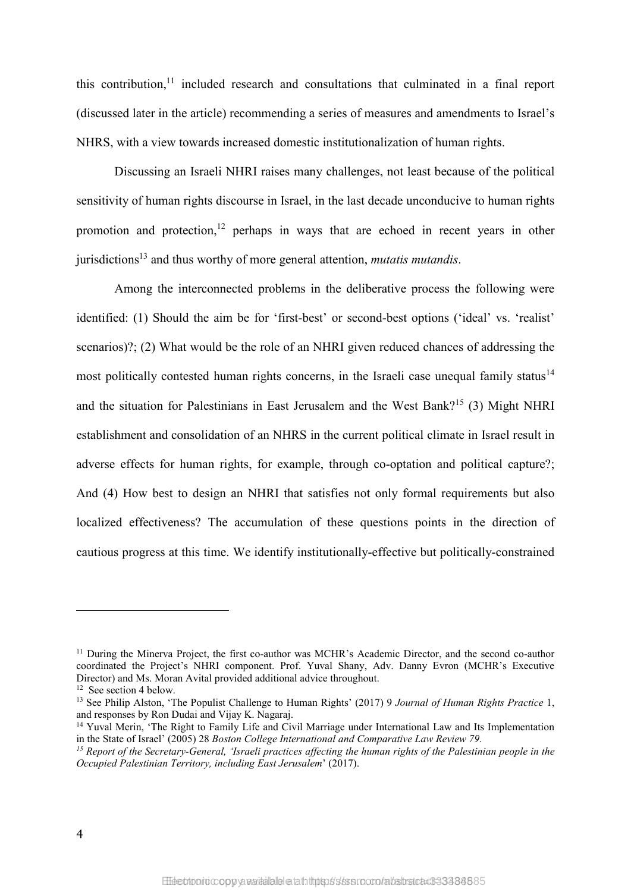this contribution,[11] included research and consultations that culminated in a final report (discussed later in the article) recommending a series of measures and amendments to Israel's NHRS, with a view towards increased domestic institutionalization of human rights.

Discussing an Israeli NHRI raises many challenges, not least because of the political sensitivity of human rights discourse in Israel, in the last decade unconducive to human rights promotion and protection,[12] perhaps in ways that are echoed in recent years in other jurisdictions[13] and thus worthy of more general attention, *mutatis mutandis*.

Among the interconnected problems in the deliberative process the following were identified: (1) Should the aim be for 'first-best' or second-best options ('ideal' vs. 'realist' scenarios)?; (2) What would be the role of an NHRI given reduced chances of addressing the most politically contested human rights concerns, in the Israeli case unequal family status[14] and the situation for Palestinians in East Jerusalem and the West Bank?[15] (3) Might NHRI establishment and consolidation of an NHRS in the current political climate in Israel result in adverse effects for human rights, for example, through co-optation and political capture?; And (4) How best to design an NHRI that satisfies not only formal requirements but also localized effectiveness? The accumulation of these questions points in the direction of cautious progress at this time. We identify institutionally-effective but politically-constrained

---

[11] During the Minerva Project, the first co-author was MCHR's Academic Director, and the second co-author coordinated the Project's NHRI component. Prof. Yuval Shany, Adv. Danny Evron (MCHR's Executive Director) and Ms. Moran Avital provided additional advice throughout.

[12] See section 4 below.

[13] See Philip Alston, 'The Populist Challenge to Human Rights' (2017) 9 *Journal of Human Rights Practice* 1, and responses by Ron Dudai and Vijay K. Nagaraj.

[14] Yuval Merin, 'The Right to Family Life and Civil Marriage under International Law and Its Implementation in the State of Israel' (2005) 28 *Boston College International and Comparative Law Review 79.*

[15] *Report of the Secretary-General, 'Israeli practices affecting the human rights of the Palestinian people in the Occupied Palestinian Territory, including East Jerusalem*' (2017).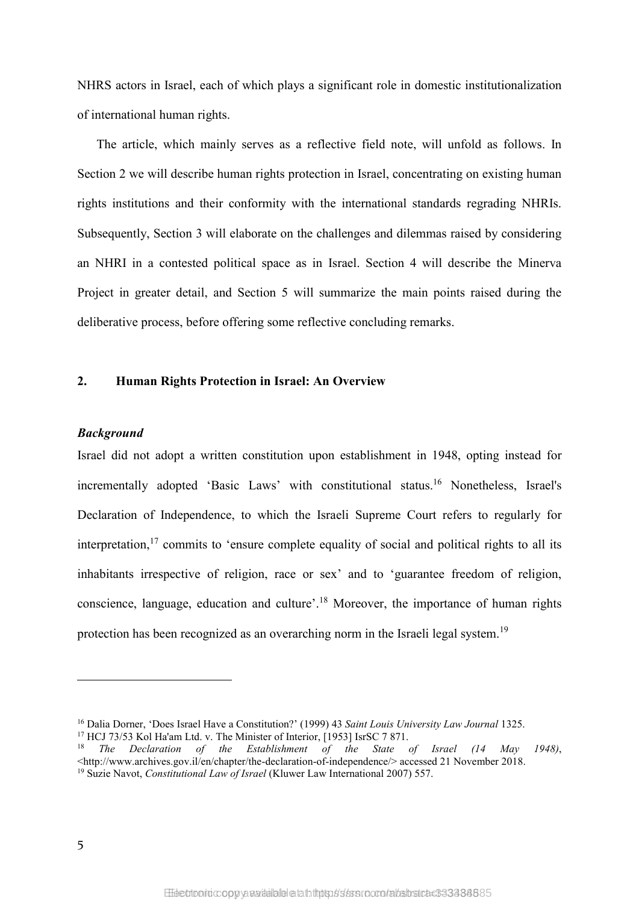NHRS actors in Israel, each of which plays a significant role in domestic institutionalization of international human rights.

The article, which mainly serves as a reflective field note, will unfold as follows. In Section 2 we will describe human rights protection in Israel, concentrating on existing human rights institutions and their conformity with the international standards regrading NHRIs. Subsequently, Section 3 will elaborate on the challenges and dilemmas raised by considering an NHRI in a contested political space as in Israel. Section 4 will describe the Minerva Project in greater detail, and Section 5 will summarize the main points raised during the deliberative process, before offering some reflective concluding remarks.

## 2. Human Rights Protection in Israel: An Overview

### *Background*

Israel did not adopt a written constitution upon establishment in 1948, opting instead for incrementally adopted 'Basic Laws' with constitutional status.[16] Nonetheless, Israel's Declaration of Independence, to which the Israeli Supreme Court refers to regularly for interpretation,[17] commits to 'ensure complete equality of social and political rights to all its inhabitants irrespective of religion, race or sex' and to 'guarantee freedom of religion, conscience, language, education and culture'.[18] Moreover, the importance of human rights protection has been recognized as an overarching norm in the Israeli legal system.[19]

---

[16] Dalia Dorner, 'Does Israel Have a Constitution?' (1999) 43 *Saint Louis University Law Journal* 1325.

[17] HCJ 73/53 Kol Ha'am Ltd. v. The Minister of Interior, [1953] IsrSC 7 871.

[18] *The Declaration of the Establishment of the State of Israel (14 May 1948)*, <http://www.archives.gov.il/en/chapter/the-declaration-of-independence/> accessed 21 November 2018.

[19] Suzie Navot, *Constitutional Law of Israel* (Kluwer Law International 2007) 557.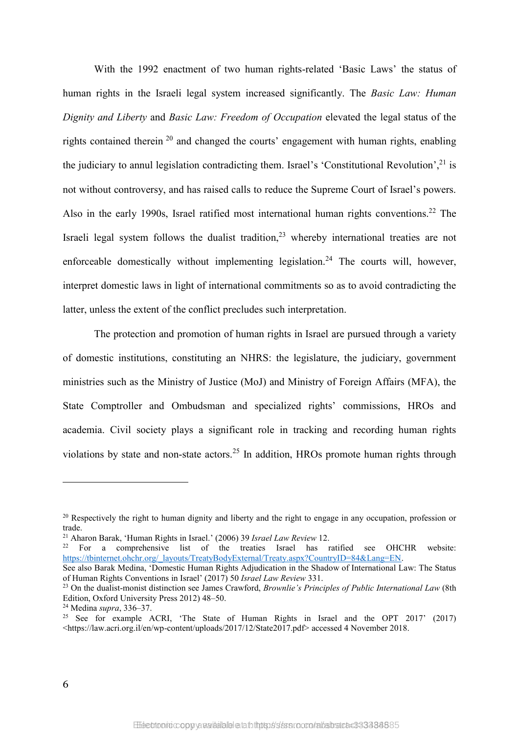With the 1992 enactment of two human rights-related 'Basic Laws' the status of human rights in the Israeli legal system increased significantly. The *Basic Law: Human Dignity and Liberty* and *Basic Law: Freedom of Occupation* elevated the legal status of the rights contained therein [20] and changed the courts' engagement with human rights, enabling the judiciary to annul legislation contradicting them. Israel's 'Constitutional Revolution',[21] is not without controversy, and has raised calls to reduce the Supreme Court of Israel's powers. Also in the early 1990s, Israel ratified most international human rights conventions.[22] The Israeli legal system follows the dualist tradition,[23] whereby international treaties are not enforceable domestically without implementing legislation.[24] The courts will, however, interpret domestic laws in light of international commitments so as to avoid contradicting the latter, unless the extent of the conflict precludes such interpretation.

The protection and promotion of human rights in Israel are pursued through a variety of domestic institutions, constituting an NHRS: the legislature, the judiciary, government ministries such as the Ministry of Justice (MoJ) and Ministry of Foreign Affairs (MFA), the State Comptroller and Ombudsman and specialized rights' commissions, HROs and academia. Civil society plays a significant role in tracking and recording human rights violations by state and non-state actors.[25] In addition, HROs promote human rights through

---

[20] Respectively the right to human dignity and liberty and the right to engage in any occupation, profession or trade.

[21] Aharon Barak, 'Human Rights in Israel.' (2006) 39 *Israel Law Review* 12.

[22] For a comprehensive list of the treaties Israel has ratified see OHCHR website: https://tbinternet.ohchr.org/_layouts/TreatyBodyExternal/Treaty.aspx?CountryID=84&Lang=EN.
See also Barak Medina, 'Domestic Human Rights Adjudication in the Shadow of International Law: The Status of Human Rights Conventions in Israel' (2017) 50 *Israel Law Review* 331.

[23] On the dualist-monist distinction see James Crawford, *Brownlie's Principles of Public International Law* (8th Edition, Oxford University Press 2012) 48–50.

[24] Medina *supra*, 336–37.

[25] See for example ACRI, 'The State of Human Rights in Israel and the OPT 2017' (2017) <https://law.acri.org.il/en/wp-content/uploads/2017/12/State2017.pdf> accessed 4 November 2018.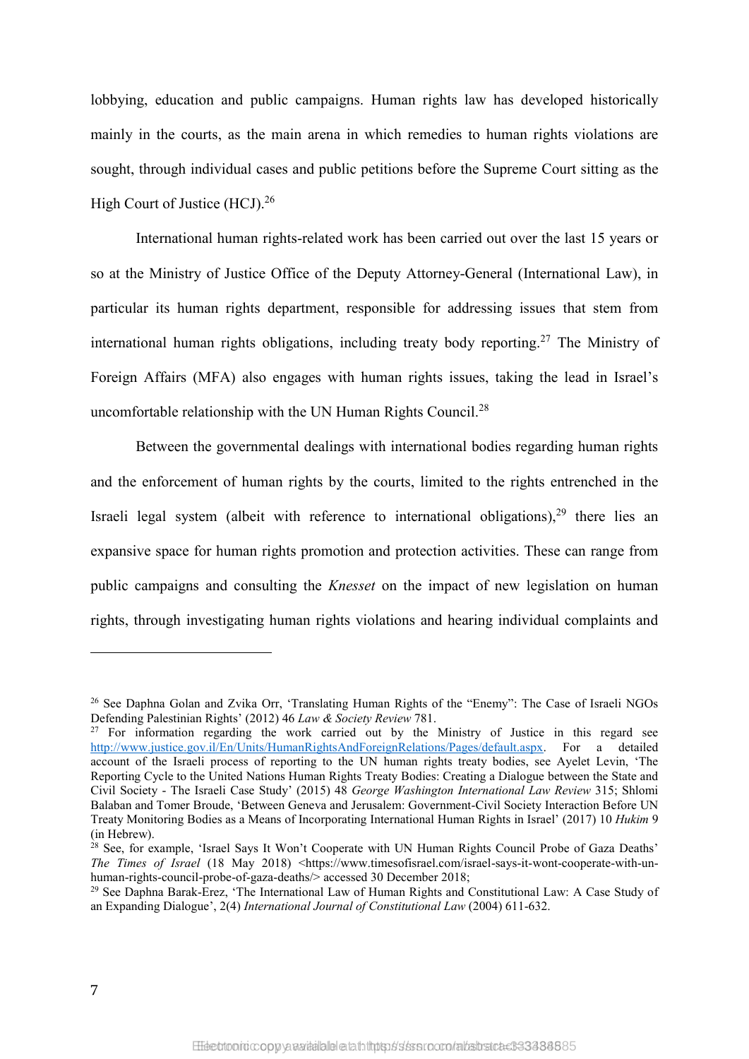lobbying, education and public campaigns. Human rights law has developed historically mainly in the courts, as the main arena in which remedies to human rights violations are sought, through individual cases and public petitions before the Supreme Court sitting as the High Court of Justice (HCJ).[26]

International human rights-related work has been carried out over the last 15 years or so at the Ministry of Justice Office of the Deputy Attorney-General (International Law), in particular its human rights department, responsible for addressing issues that stem from international human rights obligations, including treaty body reporting.[27] The Ministry of Foreign Affairs (MFA) also engages with human rights issues, taking the lead in Israel's uncomfortable relationship with the UN Human Rights Council.[28]

Between the governmental dealings with international bodies regarding human rights and the enforcement of human rights by the courts, limited to the rights entrenched in the Israeli legal system (albeit with reference to international obligations),[29] there lies an expansive space for human rights promotion and protection activities. These can range from public campaigns and consulting the *Knesset* on the impact of new legislation on human rights, through investigating human rights violations and hearing individual complaints and

---

[26] See Daphna Golan and Zvika Orr, 'Translating Human Rights of the "Enemy": The Case of Israeli NGOs Defending Palestinian Rights' (2012) 46 *Law & Society Review* 781.

[27] For information regarding the work carried out by the Ministry of Justice in this regard see http://www.justice.gov.il/En/Units/HumanRightsAndForeignRelations/Pages/default.aspx. For a detailed account of the Israeli process of reporting to the UN human rights treaty bodies, see Ayelet Levin, 'The Reporting Cycle to the United Nations Human Rights Treaty Bodies: Creating a Dialogue between the State and Civil Society - The Israeli Case Study' (2015) 48 *George Washington International Law Review* 315; Shlomi Balaban and Tomer Broude, 'Between Geneva and Jerusalem: Government-Civil Society Interaction Before UN Treaty Monitoring Bodies as a Means of Incorporating International Human Rights in Israel' (2017) 10 *Hukim* 9 (in Hebrew).

[28] See, for example, 'Israel Says It Won't Cooperate with UN Human Rights Council Probe of Gaza Deaths' *The Times of Israel* (18 May 2018) <https://www.timesofisrael.com/israel-says-it-wont-cooperate-with-un-human-rights-council-probe-of-gaza-deaths/> accessed 30 December 2018;

[29] See Daphna Barak-Erez, 'The International Law of Human Rights and Constitutional Law: A Case Study of an Expanding Dialogue', 2(4) *International Journal of Constitutional Law* (2004) 611-632.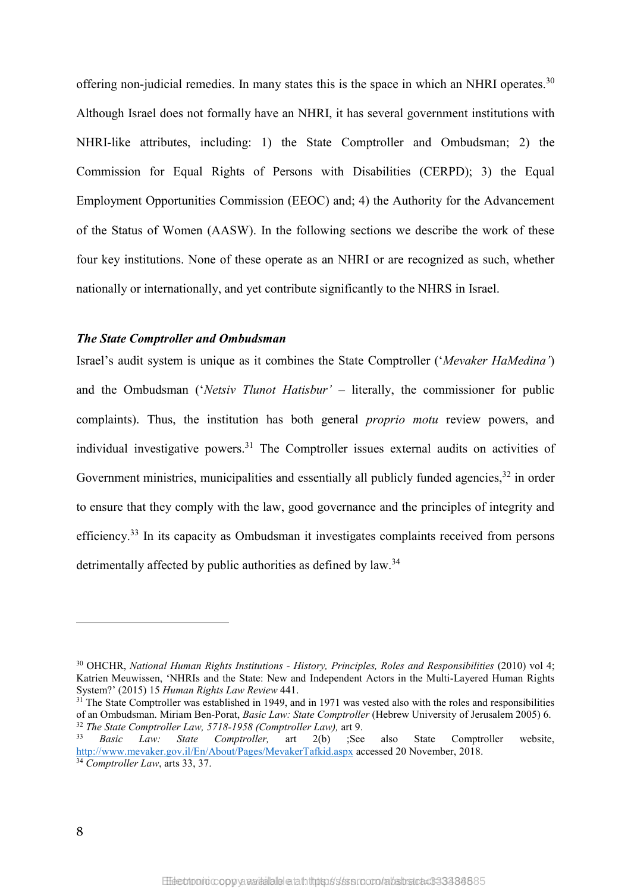offering non-judicial remedies. In many states this is the space in which an NHRI operates.[30] Although Israel does not formally have an NHRI, it has several government institutions with NHRI-like attributes, including: 1) the State Comptroller and Ombudsman; 2) the Commission for Equal Rights of Persons with Disabilities (CERPD); 3) the Equal Employment Opportunities Commission (EEOC) and; 4) the Authority for the Advancement of the Status of Women (AASW). In the following sections we describe the work of these four key institutions. None of these operate as an NHRI or are recognized as such, whether nationally or internationally, and yet contribute significantly to the NHRS in Israel.

***The State Comptroller and Ombudsman***

Israel's audit system is unique as it combines the State Comptroller ('*Mevaker HaMedina'*) and the Ombudsman ('*Netsiv Tlunot Hatisbur'* – literally, the commissioner for public complaints). Thus, the institution has both general *proprio motu* review powers, and individual investigative powers.[31] The Comptroller issues external audits on activities of Government ministries, municipalities and essentially all publicly funded agencies,[32] in order to ensure that they comply with the law, good governance and the principles of integrity and efficiency.[33] In its capacity as Ombudsman it investigates complaints received from persons detrimentally affected by public authorities as defined by law.[34]

---

[30] OHCHR, *National Human Rights Institutions - History, Principles, Roles and Responsibilities* (2010) vol 4; Katrien Meuwissen, 'NHRIs and the State: New and Independent Actors in the Multi-Layered Human Rights System?' (2015) 15 *Human Rights Law Review* 441.

[31] The State Comptroller was established in 1949, and in 1971 was vested also with the roles and responsibilities of an Ombudsman. Miriam Ben-Porat, *Basic Law: State Comptroller* (Hebrew University of Jerusalem 2005) 6.

[32] *The State Comptroller Law, 5718-1958 (Comptroller Law),* art 9.

[33] *Basic Law: State Comptroller,* art 2(b) ;See also State Comptroller website, http://www.mevaker.gov.il/En/About/Pages/MevakerTafkid.aspx accessed 20 November, 2018.

[34] *Comptroller Law*, arts 33, 37.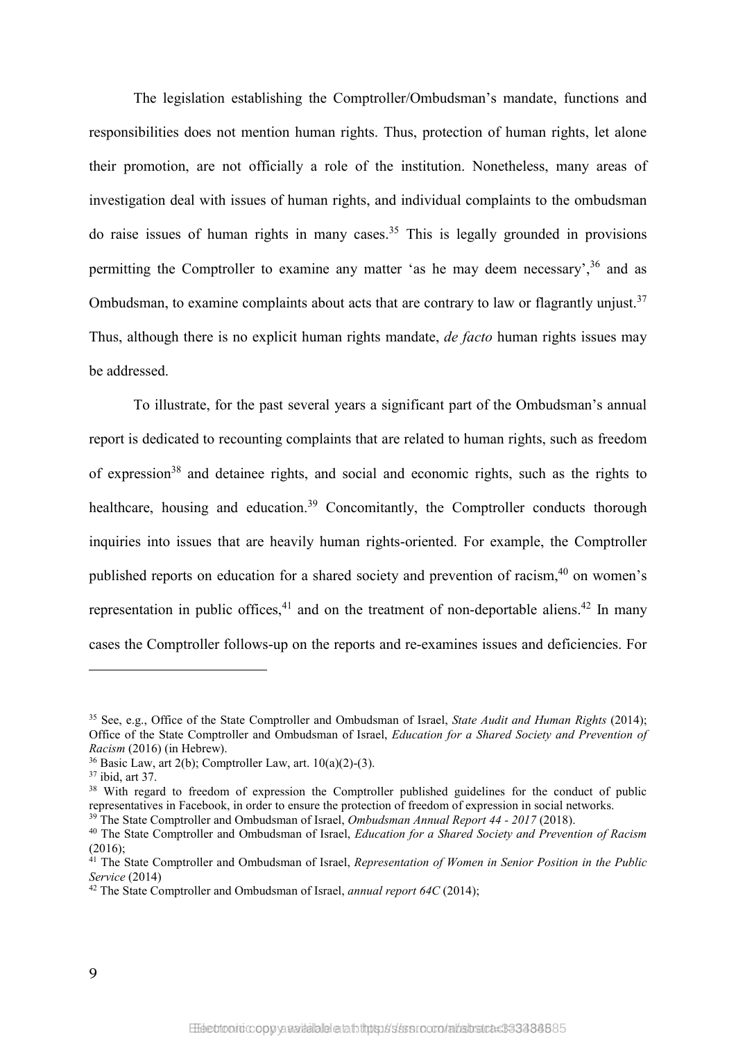The legislation establishing the Comptroller/Ombudsman's mandate, functions and responsibilities does not mention human rights. Thus, protection of human rights, let alone their promotion, are not officially a role of the institution. Nonetheless, many areas of investigation deal with issues of human rights, and individual complaints to the ombudsman do raise issues of human rights in many cases.[35] This is legally grounded in provisions permitting the Comptroller to examine any matter 'as he may deem necessary',[36] and as Ombudsman, to examine complaints about acts that are contrary to law or flagrantly unjust.[37] Thus, although there is no explicit human rights mandate, *de facto* human rights issues may be addressed.

To illustrate, for the past several years a significant part of the Ombudsman's annual report is dedicated to recounting complaints that are related to human rights, such as freedom of expression[38] and detainee rights, and social and economic rights, such as the rights to healthcare, housing and education.[39] Concomitantly, the Comptroller conducts thorough inquiries into issues that are heavily human rights-oriented. For example, the Comptroller published reports on education for a shared society and prevention of racism,[40] on women's representation in public offices,[41] and on the treatment of non-deportable aliens.[42] In many cases the Comptroller follows-up on the reports and re-examines issues and deficiencies. For

---

[35] See, e.g., Office of the State Comptroller and Ombudsman of Israel, *State Audit and Human Rights* (2014); Office of the State Comptroller and Ombudsman of Israel, *Education for a Shared Society and Prevention of Racism* (2016) (in Hebrew).

[36] Basic Law, art 2(b); Comptroller Law, art. 10(a)(2)-(3).

[37] ibid, art 37.

[38] With regard to freedom of expression the Comptroller published guidelines for the conduct of public representatives in Facebook, in order to ensure the protection of freedom of expression in social networks.

[39] The State Comptroller and Ombudsman of Israel, *Ombudsman Annual Report 44 - 2017* (2018).

[40] The State Comptroller and Ombudsman of Israel, *Education for a Shared Society and Prevention of Racism* (2016);

[41] The State Comptroller and Ombudsman of Israel, *Representation of Women in Senior Position in the Public Service* (2014)

[42] The State Comptroller and Ombudsman of Israel, *annual report 64C* (2014);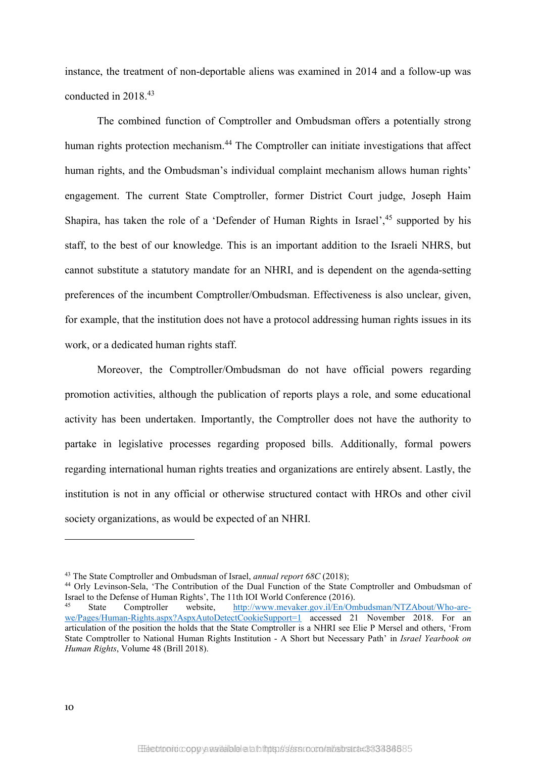instance, the treatment of non-deportable aliens was examined in 2014 and a follow-up was conducted in 2018.[43]

The combined function of Comptroller and Ombudsman offers a potentially strong human rights protection mechanism.[44] The Comptroller can initiate investigations that affect human rights, and the Ombudsman's individual complaint mechanism allows human rights' engagement. The current State Comptroller, former District Court judge, Joseph Haim Shapira, has taken the role of a 'Defender of Human Rights in Israel',[45] supported by his staff, to the best of our knowledge. This is an important addition to the Israeli NHRS, but cannot substitute a statutory mandate for an NHRI, and is dependent on the agenda-setting preferences of the incumbent Comptroller/Ombudsman. Effectiveness is also unclear, given, for example, that the institution does not have a protocol addressing human rights issues in its work, or a dedicated human rights staff.

Moreover, the Comptroller/Ombudsman do not have official powers regarding promotion activities, although the publication of reports plays a role, and some educational activity has been undertaken. Importantly, the Comptroller does not have the authority to partake in legislative processes regarding proposed bills. Additionally, formal powers regarding international human rights treaties and organizations are entirely absent. Lastly, the institution is not in any official or otherwise structured contact with HROs and other civil society organizations, as would be expected of an NHRI.

---

[43] The State Comptroller and Ombudsman of Israel, *annual report 68C* (2018);

[44] Orly Levinson-Sela, 'The Contribution of the Dual Function of the State Comptroller and Ombudsman of Israel to the Defense of Human Rights', The 11th IOI World Conference (2016).

[45] State Comptroller website, http://www.mevaker.gov.il/En/Ombudsman/NTZAbout/Who-are-we/Pages/Human-Rights.aspx?AspxAutoDetectCookieSupport=1 accessed 21 November 2018. For an articulation of the position the holds that the State Comptroller is a NHRI see Elie P Mersel and others, 'From State Comptroller to National Human Rights Institution - A Short but Necessary Path' in *Israel Yearbook on Human Rights*, Volume 48 (Brill 2018).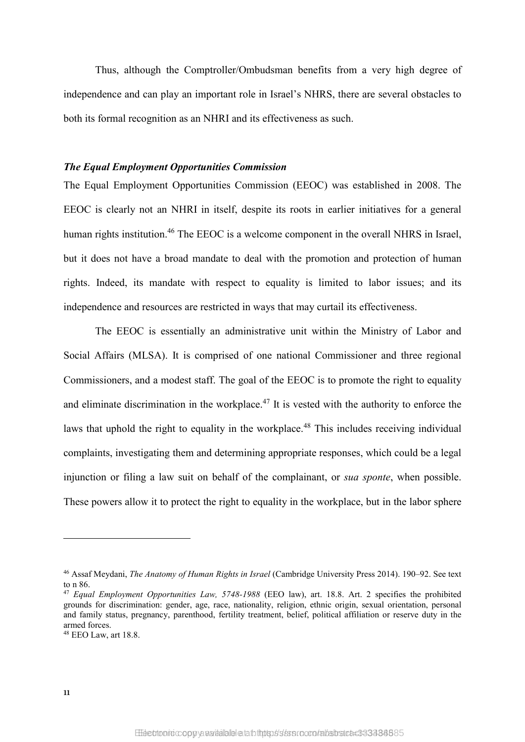Thus, although the Comptroller/Ombudsman benefits from a very high degree of independence and can play an important role in Israel's NHRS, there are several obstacles to both its formal recognition as an NHRI and its effectiveness as such.

***The Equal Employment Opportunities Commission***

The Equal Employment Opportunities Commission (EEOC) was established in 2008. The EEOC is clearly not an NHRI in itself, despite its roots in earlier initiatives for a general human rights institution.[46] The EEOC is a welcome component in the overall NHRS in Israel, but it does not have a broad mandate to deal with the promotion and protection of human rights. Indeed, its mandate with respect to equality is limited to labor issues; and its independence and resources are restricted in ways that may curtail its effectiveness.

The EEOC is essentially an administrative unit within the Ministry of Labor and Social Affairs (MLSA). It is comprised of one national Commissioner and three regional Commissioners, and a modest staff. The goal of the EEOC is to promote the right to equality and eliminate discrimination in the workplace.[47] It is vested with the authority to enforce the laws that uphold the right to equality in the workplace.[48] This includes receiving individual complaints, investigating them and determining appropriate responses, which could be a legal injunction or filing a law suit on behalf of the complainant, or *sua sponte*, when possible. These powers allow it to protect the right to equality in the workplace, but in the labor sphere

---

[46] Assaf Meydani, *The Anatomy of Human Rights in Israel* (Cambridge University Press 2014). 190–92. See text to n 86.

[47] *Equal Employment Opportunities Law, 5748-1988* (EEO law), art. 18.8. Art. 2 specifies the prohibited grounds for discrimination: gender, age, race, nationality, religion, ethnic origin, sexual orientation, personal and family status, pregnancy, parenthood, fertility treatment, belief, political affiliation or reserve duty in the armed forces.

[48] EEO Law, art 18.8.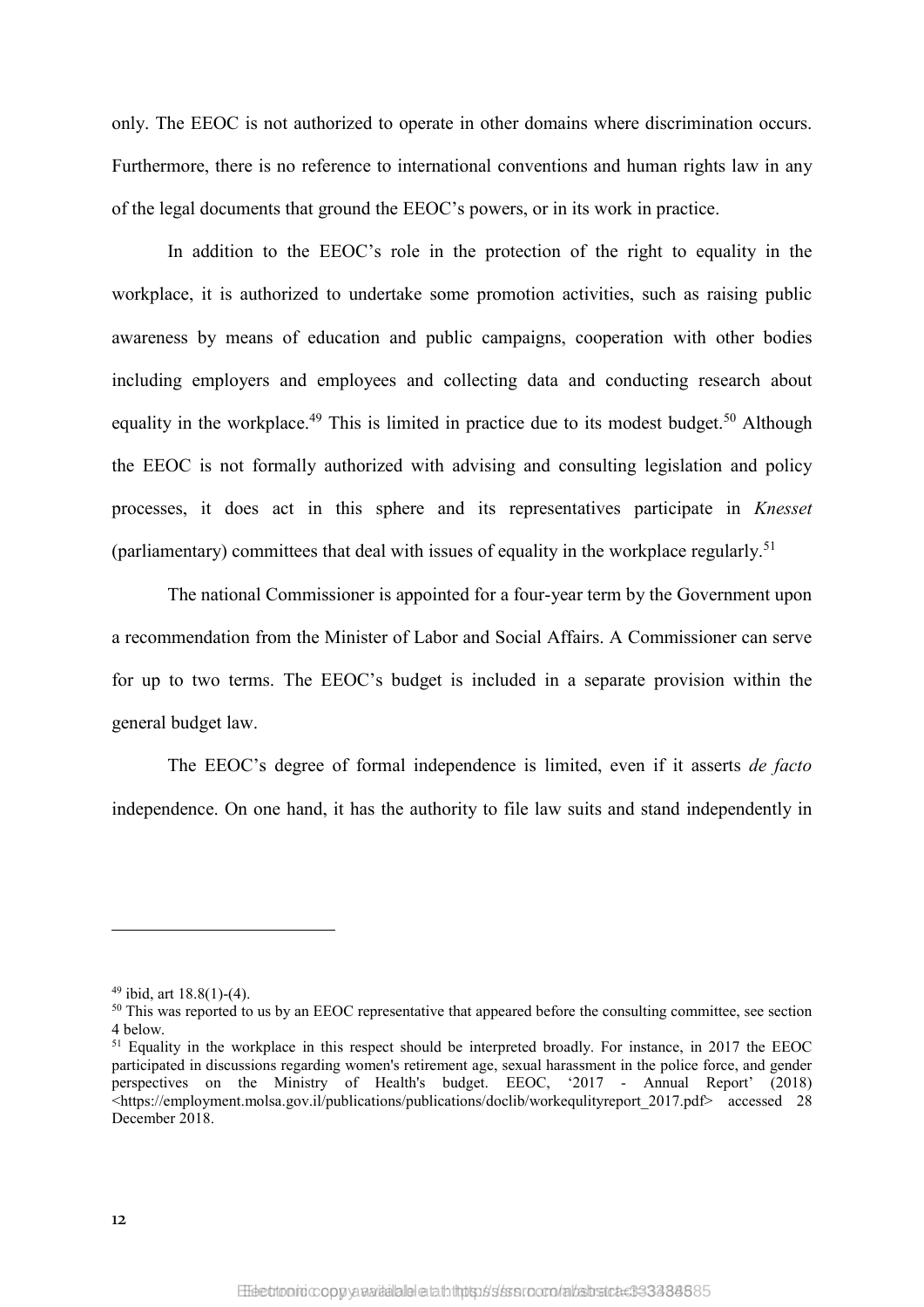only. The EEOC is not authorized to operate in other domains where discrimination occurs. Furthermore, there is no reference to international conventions and human rights law in any of the legal documents that ground the EEOC's powers, or in its work in practice.

In addition to the EEOC's role in the protection of the right to equality in the workplace, it is authorized to undertake some promotion activities, such as raising public awareness by means of education and public campaigns, cooperation with other bodies including employers and employees and collecting data and conducting research about equality in the workplace.[49] This is limited in practice due to its modest budget.[50] Although the EEOC is not formally authorized with advising and consulting legislation and policy processes, it does act in this sphere and its representatives participate in *Knesset* (parliamentary) committees that deal with issues of equality in the workplace regularly.[51]

The national Commissioner is appointed for a four-year term by the Government upon a recommendation from the Minister of Labor and Social Affairs. A Commissioner can serve for up to two terms. The EEOC's budget is included in a separate provision within the general budget law.

The EEOC's degree of formal independence is limited, even if it asserts *de facto* independence. On one hand, it has the authority to file law suits and stand independently in

---

[49] ibid, art 18.8(1)-(4).

[50] This was reported to us by an EEOC representative that appeared before the consulting committee, see section 4 below.

[51] Equality in the workplace in this respect should be interpreted broadly. For instance, in 2017 the EEOC participated in discussions regarding women's retirement age, sexual harassment in the police force, and gender perspectives on the Ministry of Health's budget. EEOC, '2017 - Annual Report' (2018) <https://employment.molsa.gov.il/publications/publications/doclib/workequlityreport_2017.pdf> accessed 28 December 2018.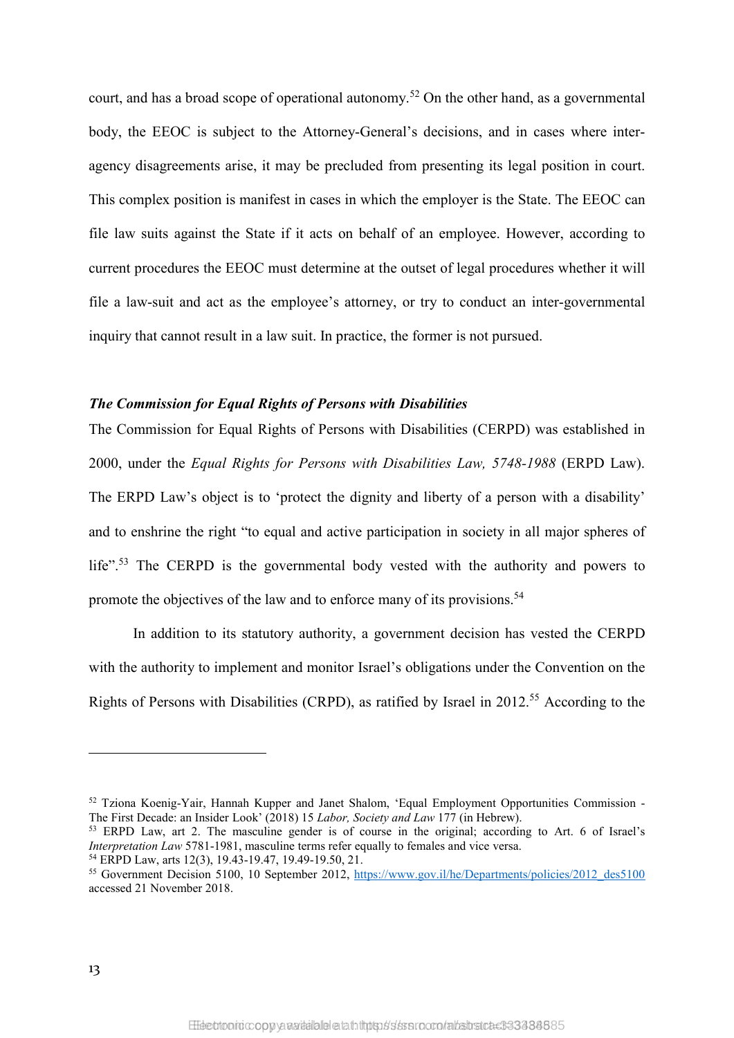court, and has a broad scope of operational autonomy.[52] On the other hand, as a governmental body, the EEOC is subject to the Attorney-General's decisions, and in cases where inter-agency disagreements arise, it may be precluded from presenting its legal position in court. This complex position is manifest in cases in which the employer is the State. The EEOC can file law suits against the State if it acts on behalf of an employee. However, according to current procedures the EEOC must determine at the outset of legal procedures whether it will file a law-suit and act as the employee's attorney, or try to conduct an inter-governmental inquiry that cannot result in a law suit. In practice, the former is not pursued.

### *The Commission for Equal Rights of Persons with Disabilities*

The Commission for Equal Rights of Persons with Disabilities (CERPD) was established in 2000, under the *Equal Rights for Persons with Disabilities Law, 5748-1988* (ERPD Law). The ERPD Law's object is to 'protect the dignity and liberty of a person with a disability' and to enshrine the right "to equal and active participation in society in all major spheres of life".[53] The CERPD is the governmental body vested with the authority and powers to promote the objectives of the law and to enforce many of its provisions.[54]

In addition to its statutory authority, a government decision has vested the CERPD with the authority to implement and monitor Israel's obligations under the Convention on the Rights of Persons with Disabilities (CRPD), as ratified by Israel in 2012.[55] According to the

---

[52] Tziona Koenig-Yair, Hannah Kupper and Janet Shalom, 'Equal Employment Opportunities Commission - The First Decade: an Insider Look' (2018) 15 *Labor, Society and Law* 177 (in Hebrew).

[53] ERPD Law, art 2. The masculine gender is of course in the original; according to Art. 6 of Israel's *Interpretation Law* 5781-1981, masculine terms refer equally to females and vice versa.

[54] ERPD Law, arts 12(3), 19.43-19.47, 19.49-19.50, 21.

[55] Government Decision 5100, 10 September 2012, https://www.gov.il/he/Departments/policies/2012_des5100 accessed 21 November 2018.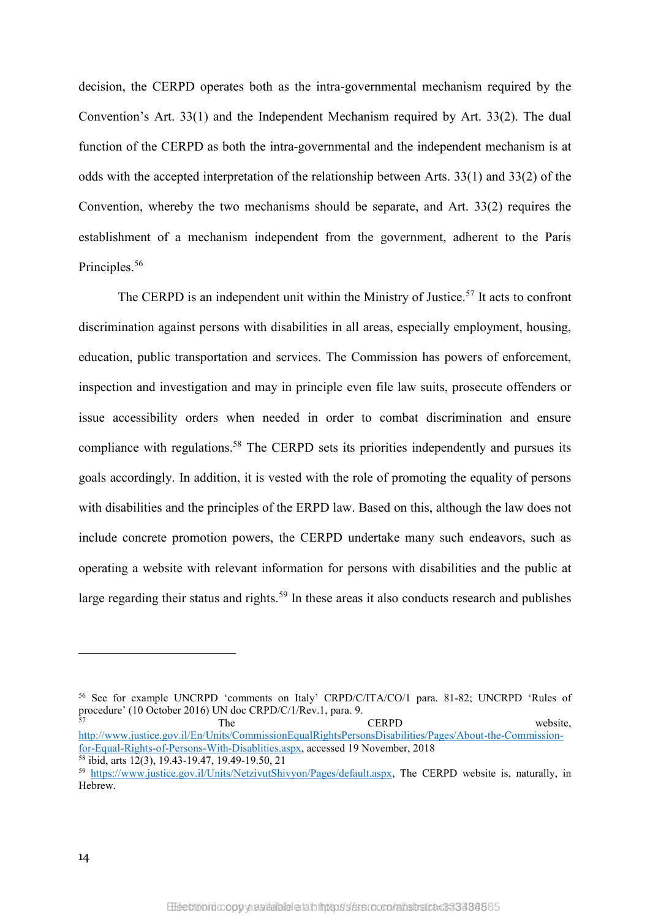decision, the CERPD operates both as the intra-governmental mechanism required by the Convention's Art. 33(1) and the Independent Mechanism required by Art. 33(2). The dual function of the CERPD as both the intra-governmental and the independent mechanism is at odds with the accepted interpretation of the relationship between Arts. 33(1) and 33(2) of the Convention, whereby the two mechanisms should be separate, and Art. 33(2) requires the establishment of a mechanism independent from the government, adherent to the Paris Principles.[56]

The CERPD is an independent unit within the Ministry of Justice.[57] It acts to confront discrimination against persons with disabilities in all areas, especially employment, housing, education, public transportation and services. The Commission has powers of enforcement, inspection and investigation and may in principle even file law suits, prosecute offenders or issue accessibility orders when needed in order to combat discrimination and ensure compliance with regulations.[58] The CERPD sets its priorities independently and pursues its goals accordingly. In addition, it is vested with the role of promoting the equality of persons with disabilities and the principles of the ERPD law. Based on this, although the law does not include concrete promotion powers, the CERPD undertake many such endeavors, such as operating a website with relevant information for persons with disabilities and the public at large regarding their status and rights.[59] In these areas it also conducts research and publishes

---

[56] See for example UNCRPD 'comments on Italy' CRPD/C/ITA/CO/1 para. 81-82; UNCRPD 'Rules of procedure' (10 October 2016) UN doc CRPD/C/1/Rev.1, para. 9.

[57] The CERPD website, http://www.justice.gov.il/En/Units/CommissionEqualRightsPersonsDisabilities/Pages/About-the-Commission-for-Equal-Rights-of-Persons-With-Disablities.aspx, accessed 19 November, 2018

[58] ibid, arts 12(3), 19.43-19.47, 19.49-19.50, 21

[59] https://www.justice.gov.il/Units/NetzivutShivyon/Pages/default.aspx, The CERPD website is, naturally, in Hebrew.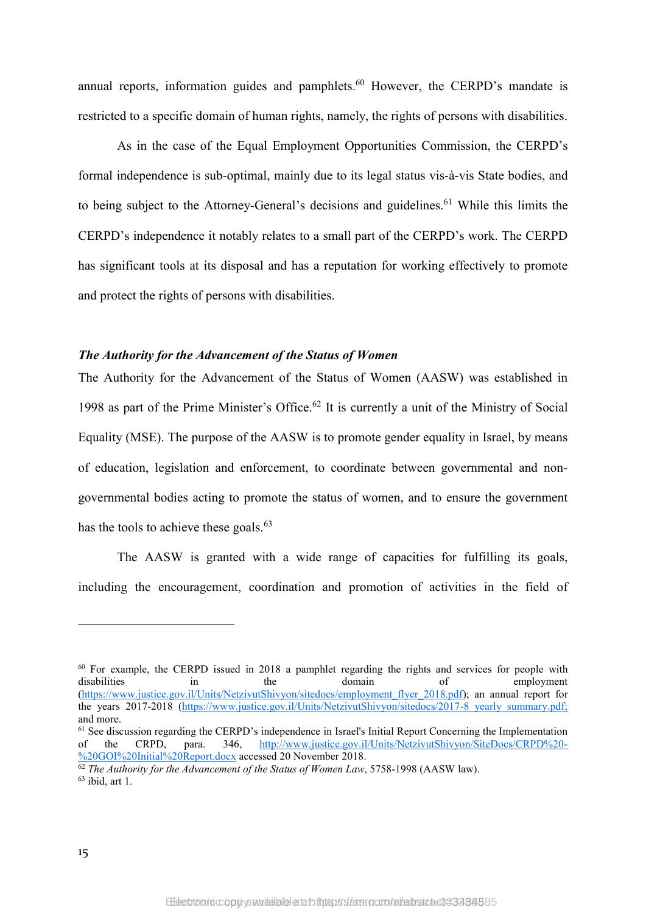annual reports, information guides and pamphlets.[60] However, the CERPD's mandate is restricted to a specific domain of human rights, namely, the rights of persons with disabilities.

As in the case of the Equal Employment Opportunities Commission, the CERPD's formal independence is sub-optimal, mainly due to its legal status vis-à-vis State bodies, and to being subject to the Attorney-General's decisions and guidelines.[61] While this limits the CERPD's independence it notably relates to a small part of the CERPD's work. The CERPD has significant tools at its disposal and has a reputation for working effectively to promote and protect the rights of persons with disabilities.

### *The Authority for the Advancement of the Status of Women*

The Authority for the Advancement of the Status of Women (AASW) was established in 1998 as part of the Prime Minister's Office.[62] It is currently a unit of the Ministry of Social Equality (MSE). The purpose of the AASW is to promote gender equality in Israel, by means of education, legislation and enforcement, to coordinate between governmental and non-governmental bodies acting to promote the status of women, and to ensure the government has the tools to achieve these goals.[63]

The AASW is granted with a wide range of capacities for fulfilling its goals, including the encouragement, coordination and promotion of activities in the field of

---

[60] For example, the CERPD issued in 2018 a pamphlet regarding the rights and services for people with disabilities in the domain of employment (https://www.justice.gov.il/Units/NetzivutShivyon/sitedocs/employment_flyer_2018.pdf); an annual report for the years 2017-2018 (https://www.justice.gov.il/Units/NetzivutShivyon/sitedocs/2017-8_yearly_summary.pdf; and more.

[61] See discussion regarding the CERPD's independence in Israel's Initial Report Concerning the Implementation of the CRPD, para. 346, http://www.justice.gov.il/Units/NetzivutShivyon/SiteDocs/CRPD%20-%20GOI%20Initial%20Report.docx accessed 20 November 2018.

[62] *The Authority for the Advancement of the Status of Women Law*, 5758-1998 (AASW law).

[63] ibid, art 1.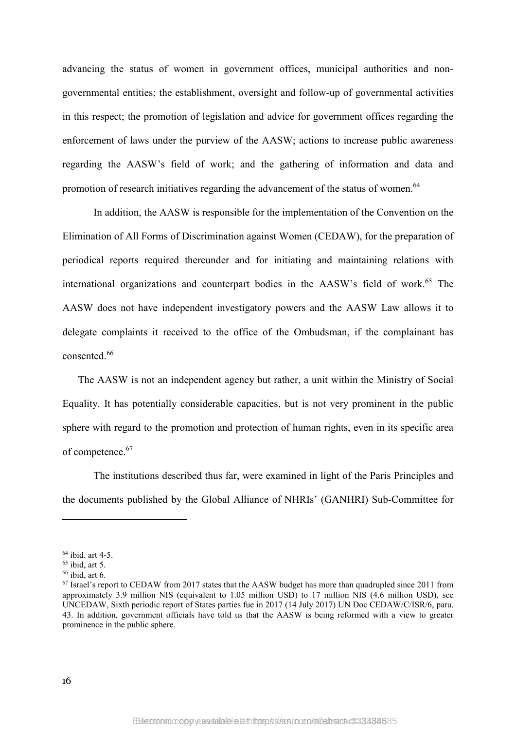advancing the status of women in government offices, municipal authorities and non-governmental entities; the establishment, oversight and follow-up of governmental activities in this respect; the promotion of legislation and advice for government offices regarding the enforcement of laws under the purview of the AASW; actions to increase public awareness regarding the AASW's field of work; and the gathering of information and data and promotion of research initiatives regarding the advancement of the status of women.[64]

In addition, the AASW is responsible for the implementation of the Convention on the Elimination of All Forms of Discrimination against Women (CEDAW), for the preparation of periodical reports required thereunder and for initiating and maintaining relations with international organizations and counterpart bodies in the AASW's field of work.[65] The AASW does not have independent investigatory powers and the AASW Law allows it to delegate complaints it received to the office of the Ombudsman, if the complainant has consented.[66]

The AASW is not an independent agency but rather, a unit within the Ministry of Social Equality. It has potentially considerable capacities, but is not very prominent in the public sphere with regard to the promotion and protection of human rights, even in its specific area of competence.[67]

The institutions described thus far, were examined in light of the Paris Principles and the documents published by the Global Alliance of NHRIs' (GANHRI) Sub-Committee for

---

[64] ibid. art 4-5.

[65] ibid, art 5.

[66] ibid, art 6.

[67] Israel's report to CEDAW from 2017 states that the AASW budget has more than quadrupled since 2011 from approximately 3.9 million NIS (equivalent to 1.05 million USD) to 17 million NIS (4.6 million USD), see UNCEDAW, Sixth periodic report of States parties fue in 2017 (14 July 2017) UN Doc CEDAW/C/ISR/6, para. 43. In addition, government officials have told us that the AASW is being reformed with a view to greater prominence in the public sphere.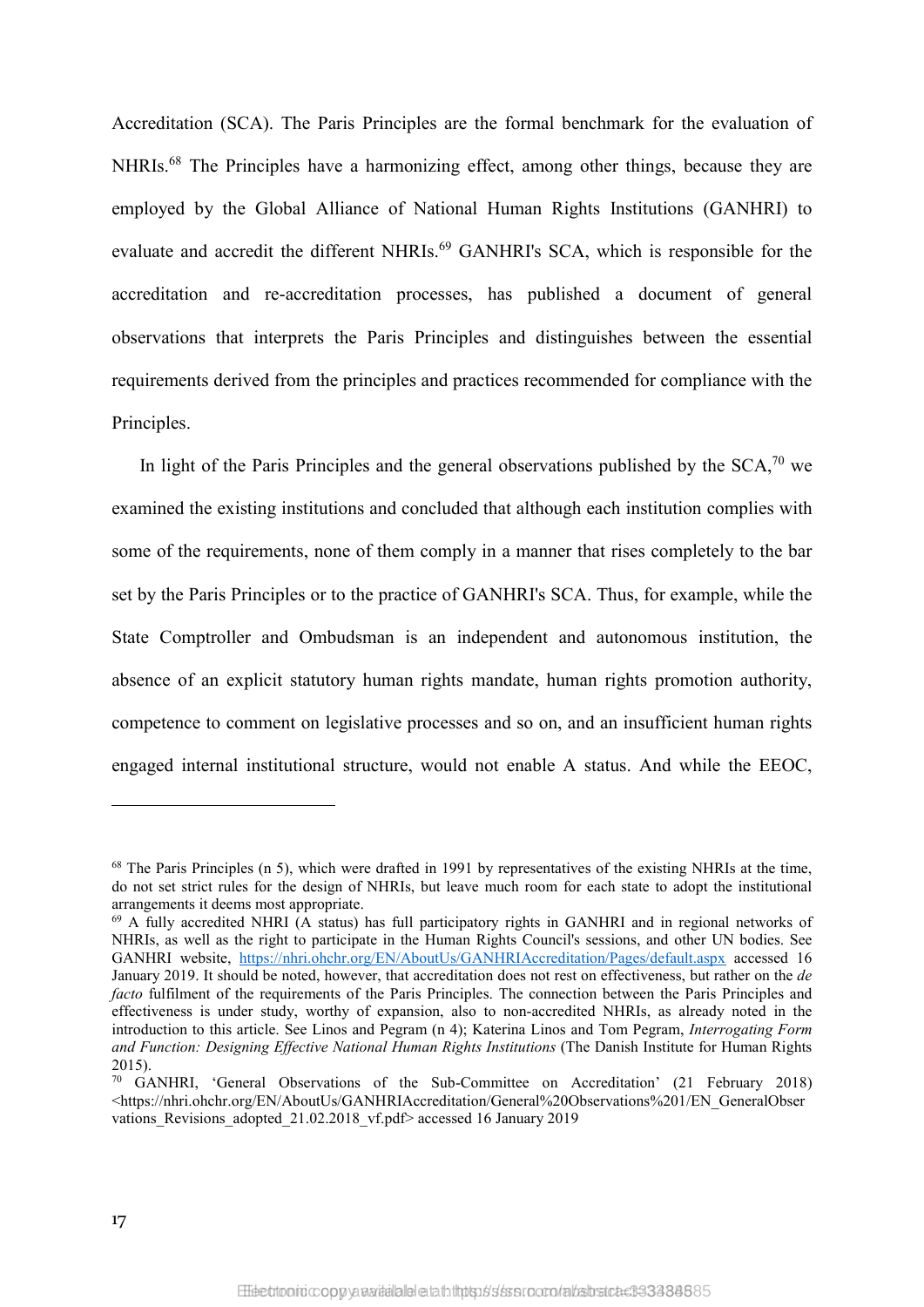Accreditation (SCA). The Paris Principles are the formal benchmark for the evaluation of NHRIs.[68] The Principles have a harmonizing effect, among other things, because they are employed by the Global Alliance of National Human Rights Institutions (GANHRI) to evaluate and accredit the different NHRIs.[69] GANHRI's SCA, which is responsible for the accreditation and re-accreditation processes, has published a document of general observations that interprets the Paris Principles and distinguishes between the essential requirements derived from the principles and practices recommended for compliance with the Principles.

In light of the Paris Principles and the general observations published by the SCA,[70] we examined the existing institutions and concluded that although each institution complies with some of the requirements, none of them comply in a manner that rises completely to the bar set by the Paris Principles or to the practice of GANHRI's SCA. Thus, for example, while the State Comptroller and Ombudsman is an independent and autonomous institution, the absence of an explicit statutory human rights mandate, human rights promotion authority, competence to comment on legislative processes and so on, and an insufficient human rights engaged internal institutional structure, would not enable A status. And while the EEOC,

---

[68] The Paris Principles (n 5), which were drafted in 1991 by representatives of the existing NHRIs at the time, do not set strict rules for the design of NHRIs, but leave much room for each state to adopt the institutional arrangements it deems most appropriate.

[69] A fully accredited NHRI (A status) has full participatory rights in GANHRI and in regional networks of NHRIs, as well as the right to participate in the Human Rights Council's sessions, and other UN bodies. See GANHRI website, https://nhri.ohchr.org/EN/AboutUs/GANHRIAccreditation/Pages/default.aspx accessed 16 January 2019. It should be noted, however, that accreditation does not rest on effectiveness, but rather on the *de facto* fulfilment of the requirements of the Paris Principles. The connection between the Paris Principles and effectiveness is under study, worthy of expansion, also to non-accredited NHRIs, as already noted in the introduction to this article. See Linos and Pegram (n 4); Katerina Linos and Tom Pegram, *Interrogating Form and Function: Designing Effective National Human Rights Institutions* (The Danish Institute for Human Rights 2015).

[70] GANHRI, 'General Observations of the Sub-Committee on Accreditation' (21 February 2018) <https://nhri.ohchr.org/EN/AboutUs/GANHRIAccreditation/General%20Observations%201/EN_GeneralObservations_Revisions_adopted_21.02.2018_vf.pdf> accessed 16 January 2019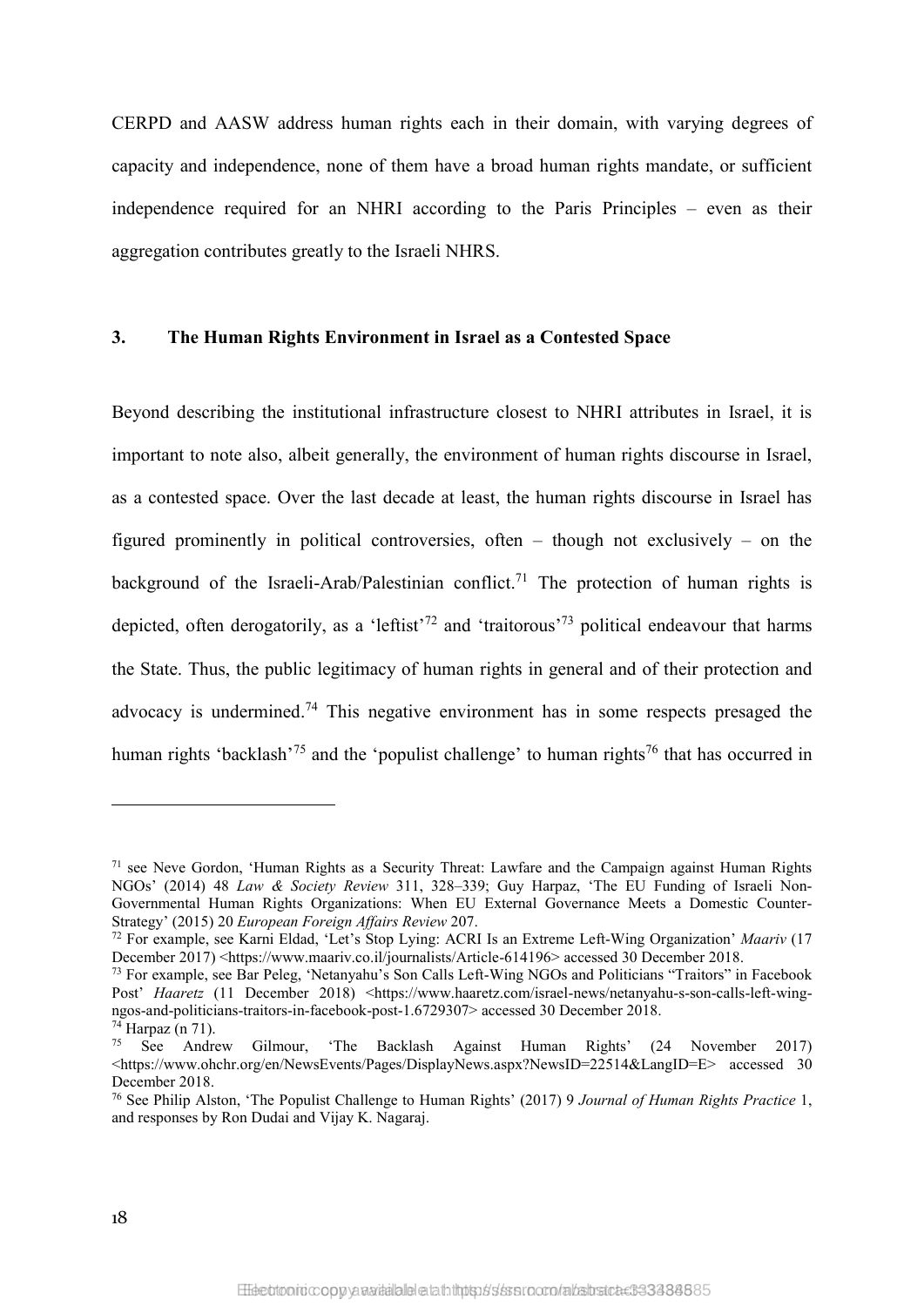CERPD and AASW address human rights each in their domain, with varying degrees of capacity and independence, none of them have a broad human rights mandate, or sufficient independence required for an NHRI according to the Paris Principles – even as their aggregation contributes greatly to the Israeli NHRS.

## 3. The Human Rights Environment in Israel as a Contested Space

Beyond describing the institutional infrastructure closest to NHRI attributes in Israel, it is important to note also, albeit generally, the environment of human rights discourse in Israel, as a contested space. Over the last decade at least, the human rights discourse in Israel has figured prominently in political controversies, often – though not exclusively – on the background of the Israeli-Arab/Palestinian conflict.[71] The protection of human rights is depicted, often derogatorily, as a 'leftist'[72] and 'traitorous'[73] political endeavour that harms the State. Thus, the public legitimacy of human rights in general and of their protection and advocacy is undermined.[74] This negative environment has in some respects presaged the human rights 'backlash'[75] and the 'populist challenge' to human rights[76] that has occurred in

---

[71] see Neve Gordon, 'Human Rights as a Security Threat: Lawfare and the Campaign against Human Rights NGOs' (2014) 48 *Law & Society Review* 311, 328–339; Guy Harpaz, 'The EU Funding of Israeli Non-Governmental Human Rights Organizations: When EU External Governance Meets a Domestic Counter-Strategy' (2015) 20 *European Foreign Affairs Review* 207.

[72] For example, see Karni Eldad, 'Let's Stop Lying: ACRI Is an Extreme Left-Wing Organization' *Maariv* (17 December 2017) <https://www.maariv.co.il/journalists/Article-614196> accessed 30 December 2018.

[73] For example, see Bar Peleg, 'Netanyahu's Son Calls Left-Wing NGOs and Politicians "Traitors" in Facebook Post' *Haaretz* (11 December 2018) <https://www.haaretz.com/israel-news/netanyahu-s-son-calls-left-wing-ngos-and-politicians-traitors-in-facebook-post-1.6729307> accessed 30 December 2018.

[74] Harpaz (n 71).

[75] See Andrew Gilmour, 'The Backlash Against Human Rights' (24 November 2017) <https://www.ohchr.org/en/NewsEvents/Pages/DisplayNews.aspx?NewsID=22514&LangID=E> accessed 30 December 2018.

[76] See Philip Alston, 'The Populist Challenge to Human Rights' (2017) 9 *Journal of Human Rights Practice* 1, and responses by Ron Dudai and Vijay K. Nagaraj.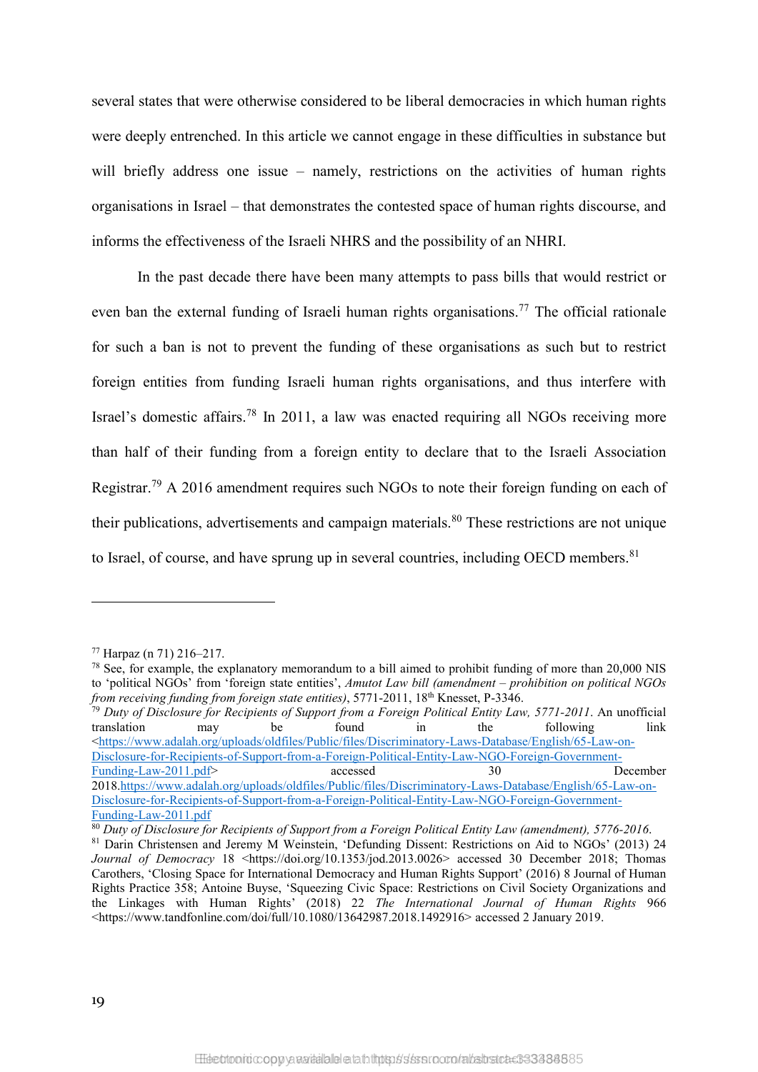several states that were otherwise considered to be liberal democracies in which human rights were deeply entrenched. In this article we cannot engage in these difficulties in substance but will briefly address one issue – namely, restrictions on the activities of human rights organisations in Israel – that demonstrates the contested space of human rights discourse, and informs the effectiveness of the Israeli NHRS and the possibility of an NHRI.

In the past decade there have been many attempts to pass bills that would restrict or even ban the external funding of Israeli human rights organisations.[77] The official rationale for such a ban is not to prevent the funding of these organisations as such but to restrict foreign entities from funding Israeli human rights organisations, and thus interfere with Israel's domestic affairs.[78] In 2011, a law was enacted requiring all NGOs receiving more than half of their funding from a foreign entity to declare that to the Israeli Association Registrar.[79] A 2016 amendment requires such NGOs to note their foreign funding on each of their publications, advertisements and campaign materials.[80] These restrictions are not unique to Israel, of course, and have sprung up in several countries, including OECD members.[81]

---

[77] Harpaz (n 71) 216–217.

[78] See, for example, the explanatory memorandum to a bill aimed to prohibit funding of more than 20,000 NIS to 'political NGOs' from 'foreign state entities', *Amutot Law bill (amendment – prohibition on political NGOs from receiving funding from foreign state entities)*, 5771-2011, 18th Knesset, P-3346.

[79] *Duty of Disclosure for Recipients of Support from a Foreign Political Entity Law, 5771-2011*. An unofficial translation may be found in the following link <https://www.adalah.org/uploads/oldfiles/Public/files/Discriminatory-Laws-Database/English/65-Law-on-Disclosure-for-Recipients-of-Support-from-a-Foreign-Political-Entity-Law-NGO-Foreign-Government-Funding-Law-2011.pdf> accessed 30 December 2018.https://www.adalah.org/uploads/oldfiles/Public/files/Discriminatory-Laws-Database/English/65-Law-on-Disclosure-for-Recipients-of-Support-from-a-Foreign-Political-Entity-Law-NGO-Foreign-Government-Funding-Law-2011.pdf

[80] *Duty of Disclosure for Recipients of Support from a Foreign Political Entity Law (amendment), 5776-2016*.

[81] Darin Christensen and Jeremy M Weinstein, 'Defunding Dissent: Restrictions on Aid to NGOs' (2013) 24 *Journal of Democracy* 18 <https://doi.org/10.1353/jod.2013.0026> accessed 30 December 2018; Thomas Carothers, 'Closing Space for International Democracy and Human Rights Support' (2016) 8 Journal of Human Rights Practice 358; Antoine Buyse, 'Squeezing Civic Space: Restrictions on Civil Society Organizations and the Linkages with Human Rights' (2018) 22 *The International Journal of Human Rights* 966 <https://www.tandfonline.com/doi/full/10.1080/13642987.2018.1492916> accessed 2 January 2019.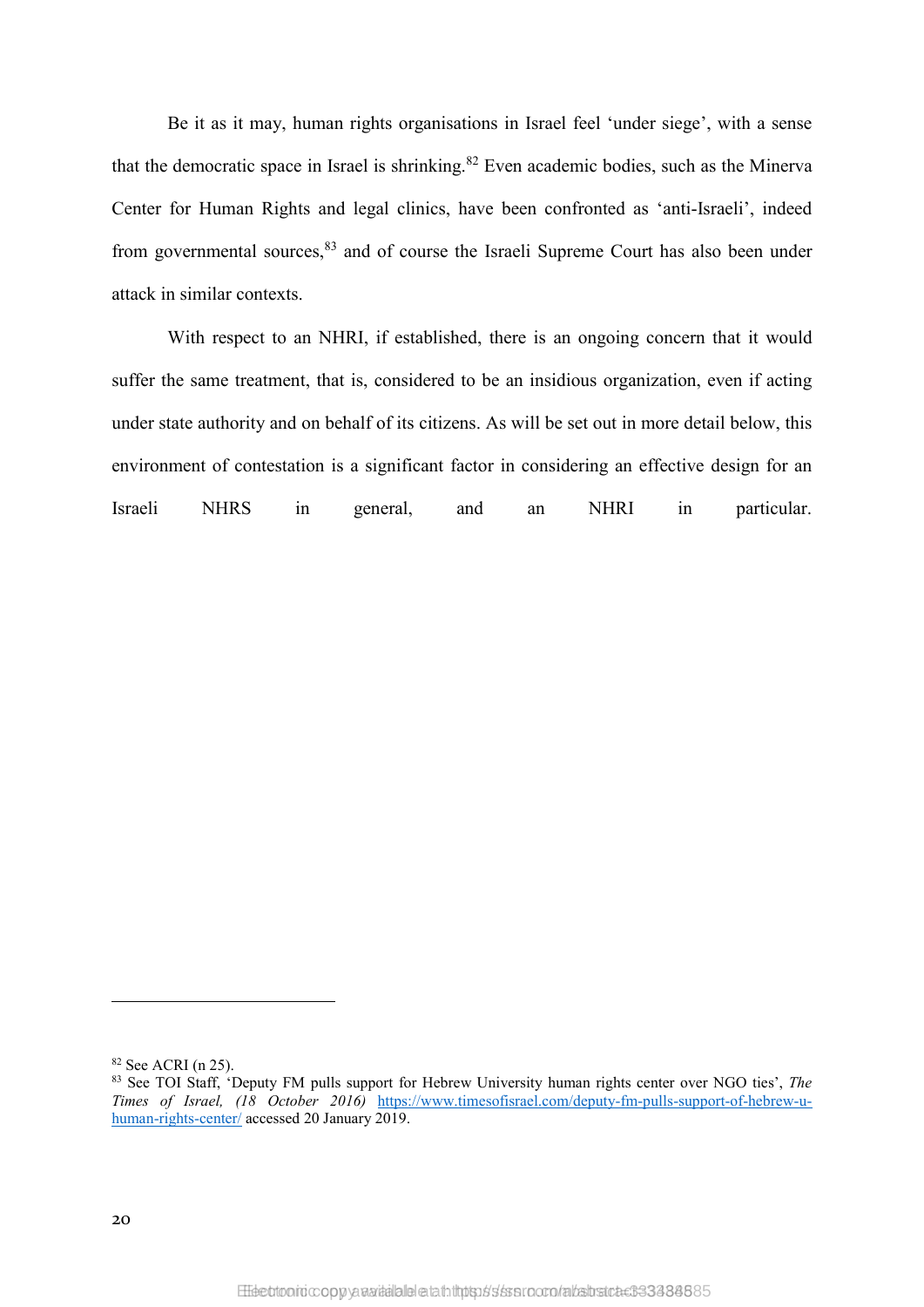Be it as it may, human rights organisations in Israel feel 'under siege', with a sense that the democratic space in Israel is shrinking.[82] Even academic bodies, such as the Minerva Center for Human Rights and legal clinics, have been confronted as 'anti-Israeli', indeed from governmental sources,[83] and of course the Israeli Supreme Court has also been under attack in similar contexts.

With respect to an NHRI, if established, there is an ongoing concern that it would suffer the same treatment, that is, considered to be an insidious organization, even if acting under state authority and on behalf of its citizens. As will be set out in more detail below, this environment of contestation is a significant factor in considering an effective design for an Israeli NHRS in general, and an NHRI in particular.

---

[82] See ACRI (n 25).

[83] See TOI Staff, 'Deputy FM pulls support for Hebrew University human rights center over NGO ties', *The Times of Israel, (18 October 2016)* https://www.timesofisrael.com/deputy-fm-pulls-support-of-hebrew-u-human-rights-center/ accessed 20 January 2019.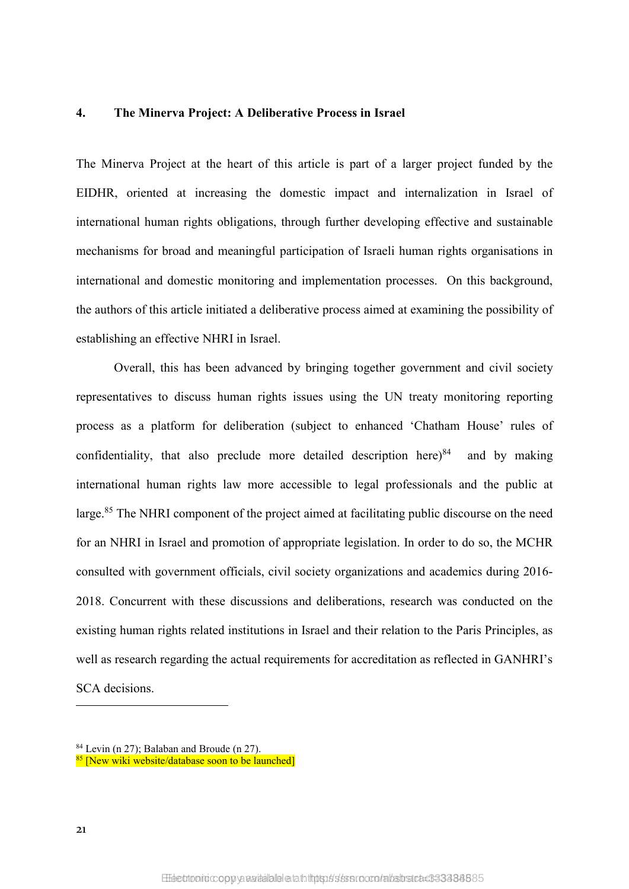## 4. The Minerva Project: A Deliberative Process in Israel

The Minerva Project at the heart of this article is part of a larger project funded by the EIDHR, oriented at increasing the domestic impact and internalization in Israel of international human rights obligations, through further developing effective and sustainable mechanisms for broad and meaningful participation of Israeli human rights organisations in international and domestic monitoring and implementation processes. On this background, the authors of this article initiated a deliberative process aimed at examining the possibility of establishing an effective NHRI in Israel.

Overall, this has been advanced by bringing together government and civil society representatives to discuss human rights issues using the UN treaty monitoring reporting process as a platform for deliberation (subject to enhanced 'Chatham House' rules of confidentiality, that also preclude more detailed description here)[84] and by making international human rights law more accessible to legal professionals and the public at large.[85] The NHRI component of the project aimed at facilitating public discourse on the need for an NHRI in Israel and promotion of appropriate legislation. In order to do so, the MCHR consulted with government officials, civil society organizations and academics during 2016-2018. Concurrent with these discussions and deliberations, research was conducted on the existing human rights related institutions in Israel and their relation to the Paris Principles, as well as research regarding the actual requirements for accreditation as reflected in GANHRI's SCA decisions.

---

[84] Levin (n 27); Balaban and Broude (n 27).

[85] [New wiki website/database soon to be launched]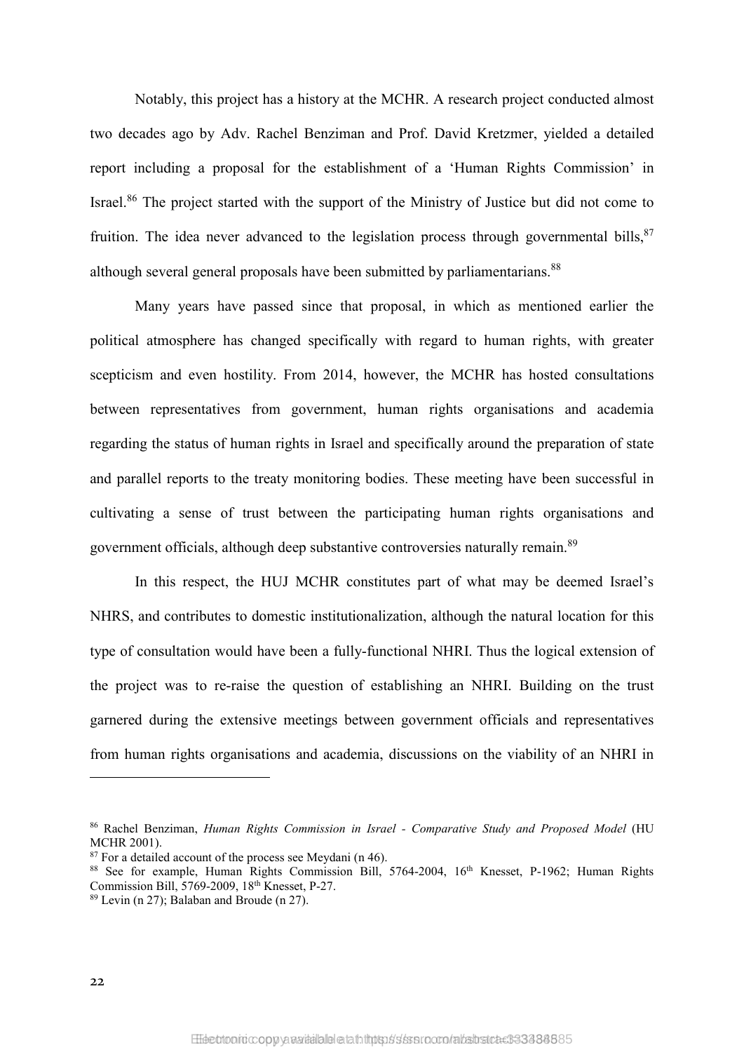Notably, this project has a history at the MCHR. A research project conducted almost two decades ago by Adv. Rachel Benziman and Prof. David Kretzmer, yielded a detailed report including a proposal for the establishment of a 'Human Rights Commission' in Israel.[86] The project started with the support of the Ministry of Justice but did not come to fruition. The idea never advanced to the legislation process through governmental bills,[87] although several general proposals have been submitted by parliamentarians.[88]

Many years have passed since that proposal, in which as mentioned earlier the political atmosphere has changed specifically with regard to human rights, with greater scepticism and even hostility. From 2014, however, the MCHR has hosted consultations between representatives from government, human rights organisations and academia regarding the status of human rights in Israel and specifically around the preparation of state and parallel reports to the treaty monitoring bodies. These meeting have been successful in cultivating a sense of trust between the participating human rights organisations and government officials, although deep substantive controversies naturally remain.[89]

In this respect, the HUJ MCHR constitutes part of what may be deemed Israel's NHRS, and contributes to domestic institutionalization, although the natural location for this type of consultation would have been a fully-functional NHRI. Thus the logical extension of the project was to re-raise the question of establishing an NHRI. Building on the trust garnered during the extensive meetings between government officials and representatives from human rights organisations and academia, discussions on the viability of an NHRI in

---

[86] Rachel Benziman, *Human Rights Commission in Israel - Comparative Study and Proposed Model* (HU MCHR 2001).

[87] For a detailed account of the process see Meydani (n 46).

[88] See for example, Human Rights Commission Bill, 5764-2004, 16th Knesset, P-1962; Human Rights Commission Bill, 5769-2009, 18th Knesset, P-27.

[89] Levin (n 27); Balaban and Broude (n 27).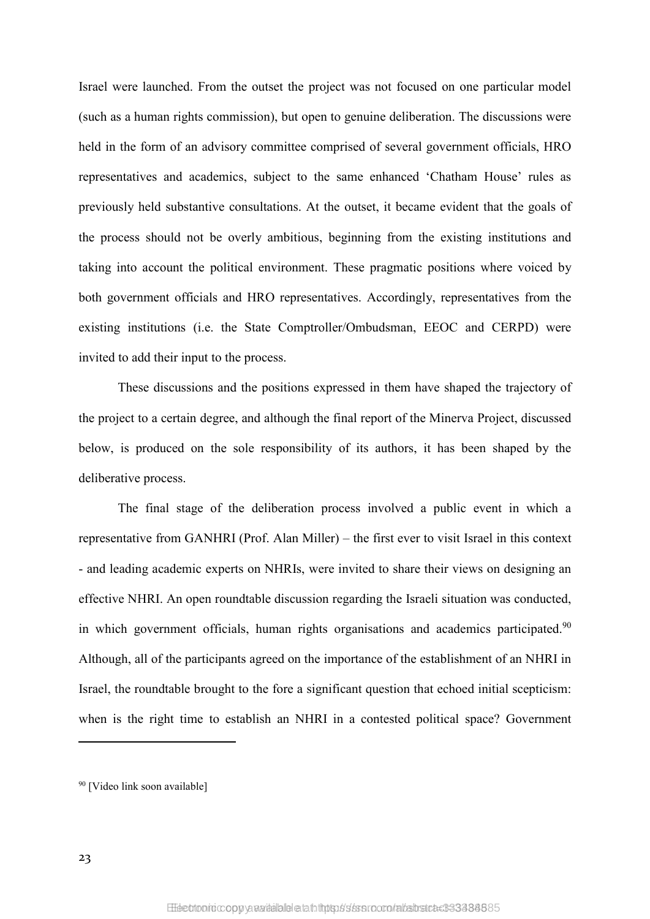Israel were launched. From the outset the project was not focused on one particular model (such as a human rights commission), but open to genuine deliberation. The discussions were held in the form of an advisory committee comprised of several government officials, HRO representatives and academics, subject to the same enhanced 'Chatham House' rules as previously held substantive consultations. At the outset, it became evident that the goals of the process should not be overly ambitious, beginning from the existing institutions and taking into account the political environment. These pragmatic positions where voiced by both government officials and HRO representatives. Accordingly, representatives from the existing institutions (i.e. the State Comptroller/Ombudsman, EEOC and CERPD) were invited to add their input to the process.

These discussions and the positions expressed in them have shaped the trajectory of the project to a certain degree, and although the final report of the Minerva Project, discussed below, is produced on the sole responsibility of its authors, it has been shaped by the deliberative process.

The final stage of the deliberation process involved a public event in which a representative from GANHRI (Prof. Alan Miller) – the first ever to visit Israel in this context - and leading academic experts on NHRIs, were invited to share their views on designing an effective NHRI. An open roundtable discussion regarding the Israeli situation was conducted, in which government officials, human rights organisations and academics participated.[90] Although, all of the participants agreed on the importance of the establishment of an NHRI in Israel, the roundtable brought to the fore a significant question that echoed initial scepticism: when is the right time to establish an NHRI in a contested political space? Government

---

[90] [Video link soon available]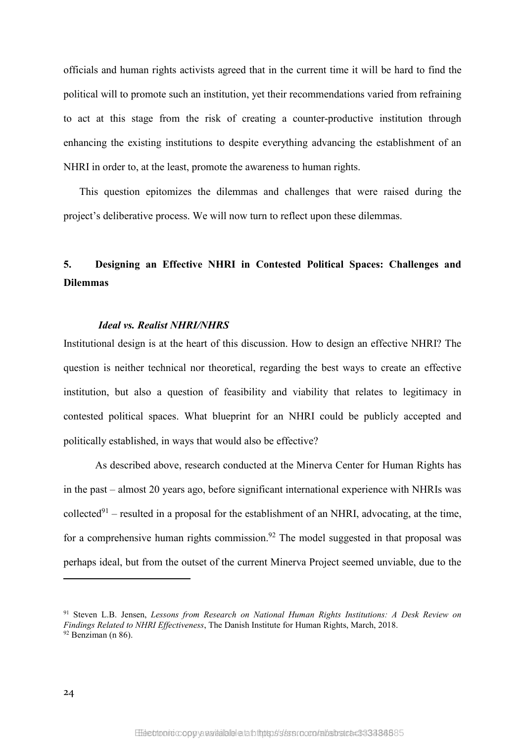officials and human rights activists agreed that in the current time it will be hard to find the political will to promote such an institution, yet their recommendations varied from refraining to act at this stage from the risk of creating a counter-productive institution through enhancing the existing institutions to despite everything advancing the establishment of an NHRI in order to, at the least, promote the awareness to human rights.

This question epitomizes the dilemmas and challenges that were raised during the project's deliberative process. We will now turn to reflect upon these dilemmas.

## 5. Designing an Effective NHRI in Contested Political Spaces: Challenges and Dilemmas

### *Ideal vs. Realist NHRI/NHRS*

Institutional design is at the heart of this discussion. How to design an effective NHRI? The question is neither technical nor theoretical, regarding the best ways to create an effective institution, but also a question of feasibility and viability that relates to legitimacy in contested political spaces. What blueprint for an NHRI could be publicly accepted and politically established, in ways that would also be effective?

As described above, research conducted at the Minerva Center for Human Rights has in the past – almost 20 years ago, before significant international experience with NHRIs was collected[91] – resulted in a proposal for the establishment of an NHRI, advocating, at the time, for a comprehensive human rights commission.[92] The model suggested in that proposal was perhaps ideal, but from the outset of the current Minerva Project seemed unviable, due to the

[91] Steven L.B. Jensen, *Lessons from Research on National Human Rights Institutions: A Desk Review on Findings Related to NHRI Effectiveness*, The Danish Institute for Human Rights, March, 2018.

[92] Benziman (n 86).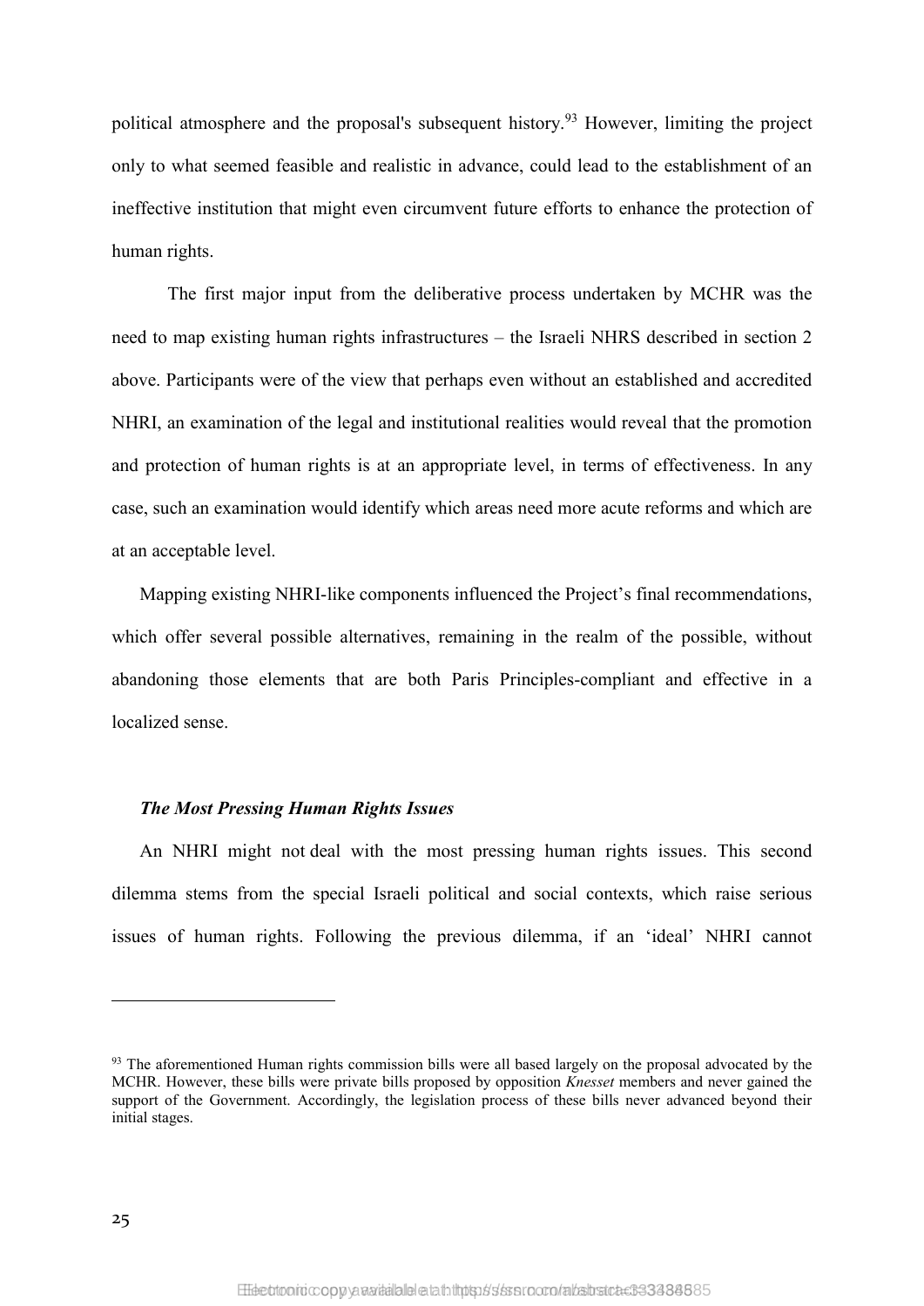political atmosphere and the proposal's subsequent history.[93] However, limiting the project only to what seemed feasible and realistic in advance, could lead to the establishment of an ineffective institution that might even circumvent future efforts to enhance the protection of human rights.

The first major input from the deliberative process undertaken by MCHR was the need to map existing human rights infrastructures – the Israeli NHRS described in section 2 above. Participants were of the view that perhaps even without an established and accredited NHRI, an examination of the legal and institutional realities would reveal that the promotion and protection of human rights is at an appropriate level, in terms of effectiveness. In any case, such an examination would identify which areas need more acute reforms and which are at an acceptable level.

Mapping existing NHRI-like components influenced the Project's final recommendations, which offer several possible alternatives, remaining in the realm of the possible, without abandoning those elements that are both Paris Principles-compliant and effective in a localized sense.

***The Most Pressing Human Rights Issues***

An NHRI might not deal with the most pressing human rights issues. This second dilemma stems from the special Israeli political and social contexts, which raise serious issues of human rights. Following the previous dilemma, if an 'ideal' NHRI cannot

---

[93] The aforementioned Human rights commission bills were all based largely on the proposal advocated by the MCHR. However, these bills were private bills proposed by opposition *Knesset* members and never gained the support of the Government. Accordingly, the legislation process of these bills never advanced beyond their initial stages.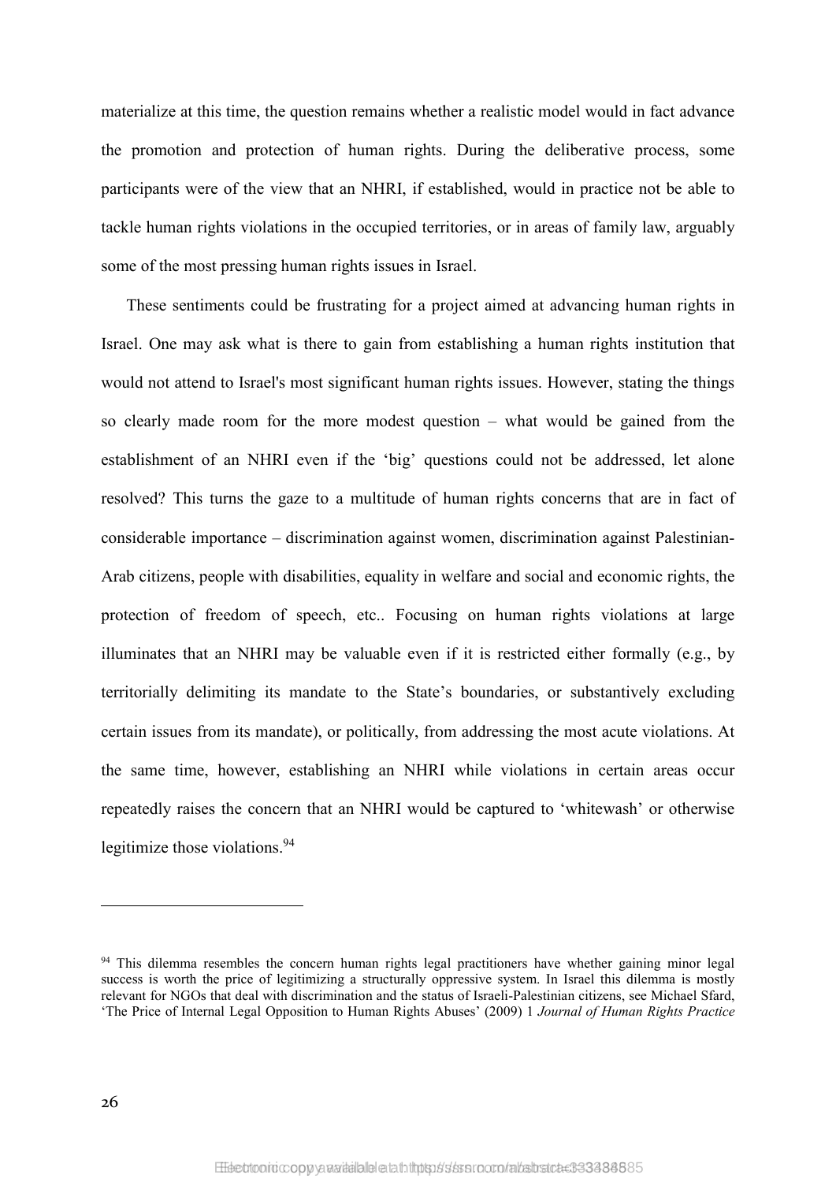materialize at this time, the question remains whether a realistic model would in fact advance the promotion and protection of human rights. During the deliberative process, some participants were of the view that an NHRI, if established, would in practice not be able to tackle human rights violations in the occupied territories, or in areas of family law, arguably some of the most pressing human rights issues in Israel.

These sentiments could be frustrating for a project aimed at advancing human rights in Israel. One may ask what is there to gain from establishing a human rights institution that would not attend to Israel's most significant human rights issues. However, stating the things so clearly made room for the more modest question – what would be gained from the establishment of an NHRI even if the 'big' questions could not be addressed, let alone resolved? This turns the gaze to a multitude of human rights concerns that are in fact of considerable importance – discrimination against women, discrimination against Palestinian-Arab citizens, people with disabilities, equality in welfare and social and economic rights, the protection of freedom of speech, etc.. Focusing on human rights violations at large illuminates that an NHRI may be valuable even if it is restricted either formally (e.g., by territorially delimiting its mandate to the State's boundaries, or substantively excluding certain issues from its mandate), or politically, from addressing the most acute violations. At the same time, however, establishing an NHRI while violations in certain areas occur repeatedly raises the concern that an NHRI would be captured to 'whitewash' or otherwise legitimize those violations.[94]

---

[94] This dilemma resembles the concern human rights legal practitioners have whether gaining minor legal success is worth the price of legitimizing a structurally oppressive system. In Israel this dilemma is mostly relevant for NGOs that deal with discrimination and the status of Israeli-Palestinian citizens, see Michael Sfard, 'The Price of Internal Legal Opposition to Human Rights Abuses' (2009) 1 *Journal of Human Rights Practice*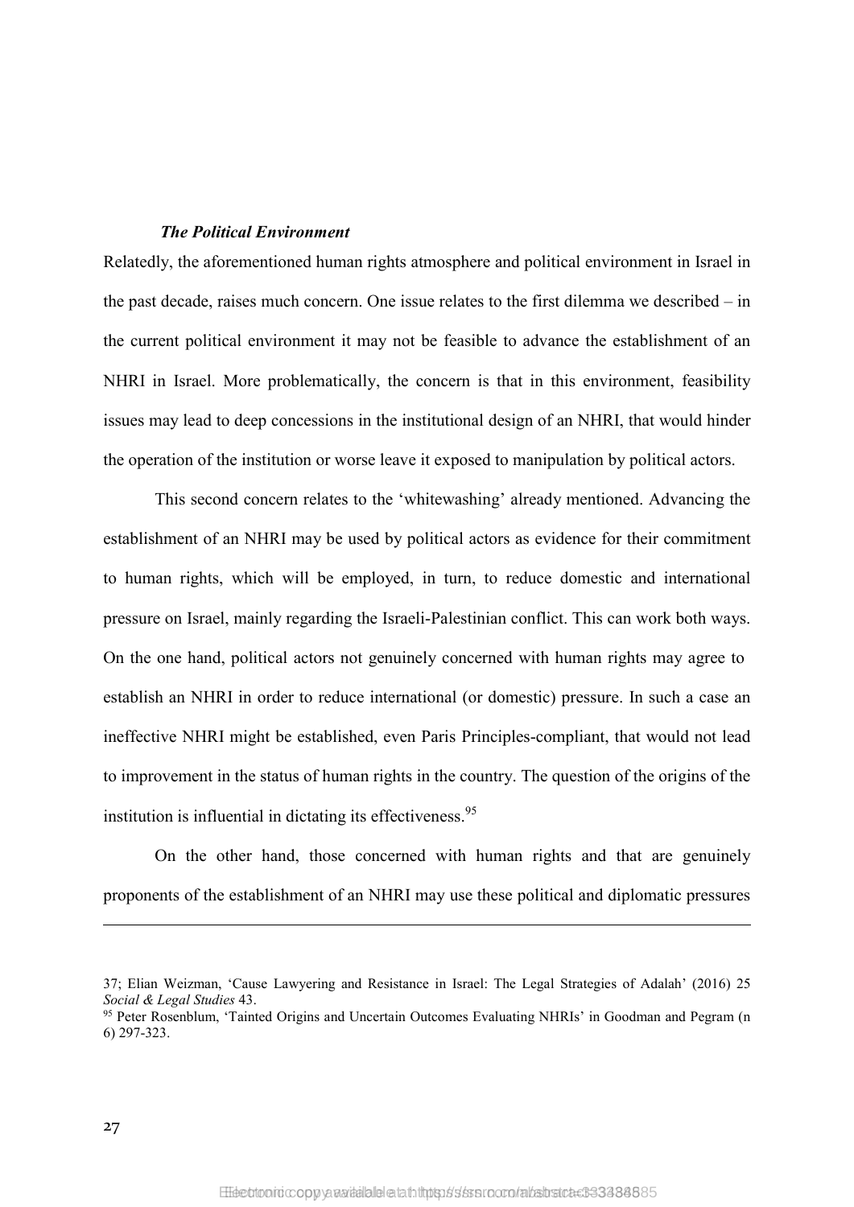***The Political Environment***

Relatedly, the aforementioned human rights atmosphere and political environment in Israel in the past decade, raises much concern. One issue relates to the first dilemma we described – in the current political environment it may not be feasible to advance the establishment of an NHRI in Israel. More problematically, the concern is that in this environment, feasibility issues may lead to deep concessions in the institutional design of an NHRI, that would hinder the operation of the institution or worse leave it exposed to manipulation by political actors.

This second concern relates to the 'whitewashing' already mentioned. Advancing the establishment of an NHRI may be used by political actors as evidence for their commitment to human rights, which will be employed, in turn, to reduce domestic and international pressure on Israel, mainly regarding the Israeli-Palestinian conflict. This can work both ways. On the one hand, political actors not genuinely concerned with human rights may agree to establish an NHRI in order to reduce international (or domestic) pressure. In such a case an ineffective NHRI might be established, even Paris Principles-compliant, that would not lead to improvement in the status of human rights in the country. The question of the origins of the institution is influential in dictating its effectiveness.[95]

On the other hand, those concerned with human rights and that are genuinely proponents of the establishment of an NHRI may use these political and diplomatic pressures

---

37; Elian Weizman, 'Cause Lawyering and Resistance in Israel: The Legal Strategies of Adalah' (2016) 25 *Social & Legal Studies* 43.

[95] Peter Rosenblum, 'Tainted Origins and Uncertain Outcomes Evaluating NHRIs' in Goodman and Pegram (n 6) 297-323.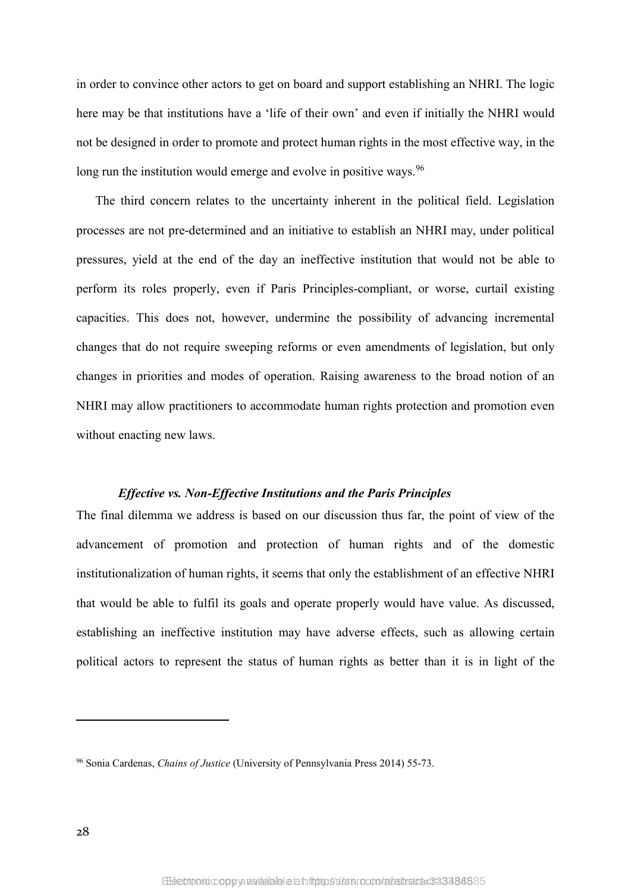in order to convince other actors to get on board and support establishing an NHRI. The logic here may be that institutions have a 'life of their own' and even if initially the NHRI would not be designed in order to promote and protect human rights in the most effective way, in the long run the institution would emerge and evolve in positive ways.[96]

The third concern relates to the uncertainty inherent in the political field. Legislation processes are not pre-determined and an initiative to establish an NHRI may, under political pressures, yield at the end of the day an ineffective institution that would not be able to perform its roles properly, even if Paris Principles-compliant, or worse, curtail existing capacities. This does not, however, undermine the possibility of advancing incremental changes that do not require sweeping reforms or even amendments of legislation, but only changes in priorities and modes of operation. Raising awareness to the broad notion of an NHRI may allow practitioners to accommodate human rights protection and promotion even without enacting new laws.

### *Effective vs. Non-Effective Institutions and the Paris Principles*

The final dilemma we address is based on our discussion thus far, the point of view of the advancement of promotion and protection of human rights and of the domestic institutionalization of human rights, it seems that only the establishment of an effective NHRI that would be able to fulfil its goals and operate properly would have value. As discussed, establishing an ineffective institution may have adverse effects, such as allowing certain political actors to represent the status of human rights as better than it is in light of the

[96] Sonia Cardenas, *Chains of Justice* (University of Pennsylvania Press 2014) 55-73.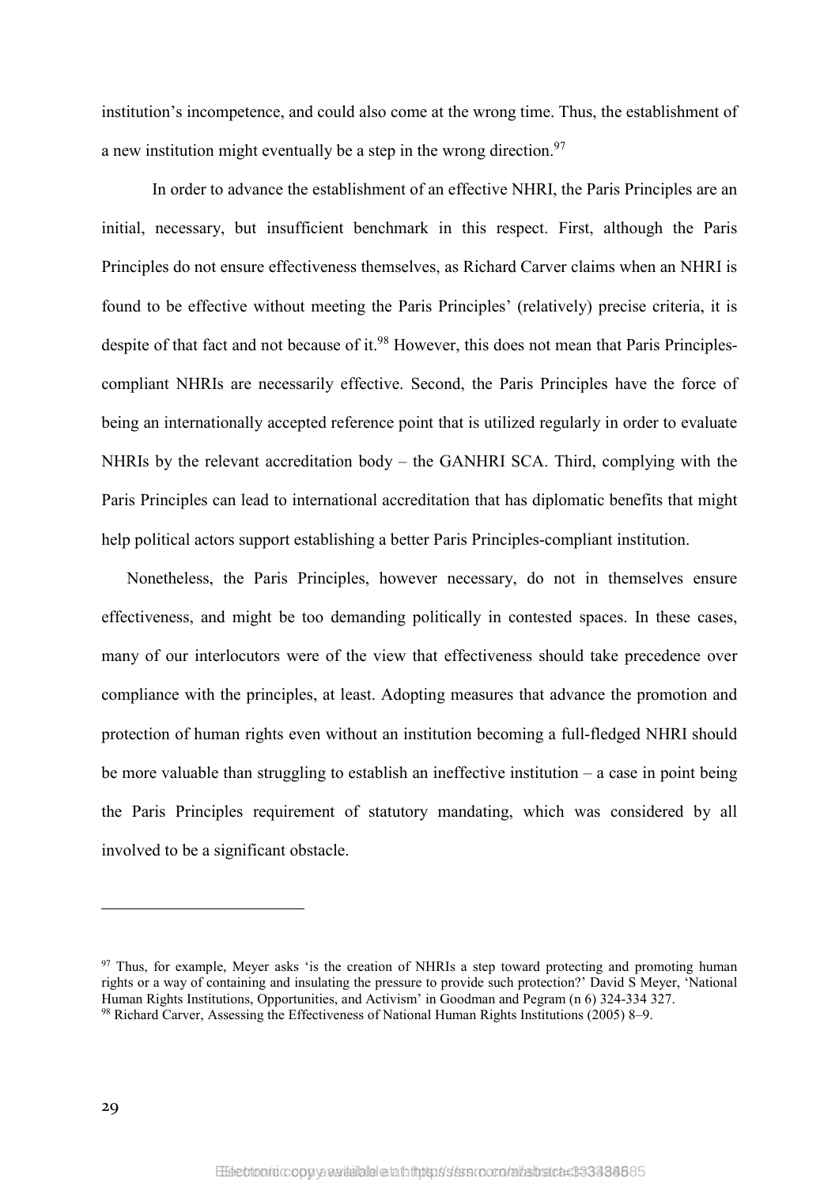institution's incompetence, and could also come at the wrong time. Thus, the establishment of a new institution might eventually be a step in the wrong direction.[97]

In order to advance the establishment of an effective NHRI, the Paris Principles are an initial, necessary, but insufficient benchmark in this respect. First, although the Paris Principles do not ensure effectiveness themselves, as Richard Carver claims when an NHRI is found to be effective without meeting the Paris Principles' (relatively) precise criteria, it is despite of that fact and not because of it.[98] However, this does not mean that Paris Principles-compliant NHRIs are necessarily effective. Second, the Paris Principles have the force of being an internationally accepted reference point that is utilized regularly in order to evaluate NHRIs by the relevant accreditation body – the GANHRI SCA. Third, complying with the Paris Principles can lead to international accreditation that has diplomatic benefits that might help political actors support establishing a better Paris Principles-compliant institution.

Nonetheless, the Paris Principles, however necessary, do not in themselves ensure effectiveness, and might be too demanding politically in contested spaces. In these cases, many of our interlocutors were of the view that effectiveness should take precedence over compliance with the principles, at least. Adopting measures that advance the promotion and protection of human rights even without an institution becoming a full-fledged NHRI should be more valuable than struggling to establish an ineffective institution – a case in point being the Paris Principles requirement of statutory mandating, which was considered by all involved to be a significant obstacle.

---

[97] Thus, for example, Meyer asks 'is the creation of NHRIs a step toward protecting and promoting human rights or a way of containing and insulating the pressure to provide such protection?' David S Meyer, 'National Human Rights Institutions, Opportunities, and Activism' in Goodman and Pegram (n 6) 324-334 327.

[98] Richard Carver, Assessing the Effectiveness of National Human Rights Institutions (2005) 8–9.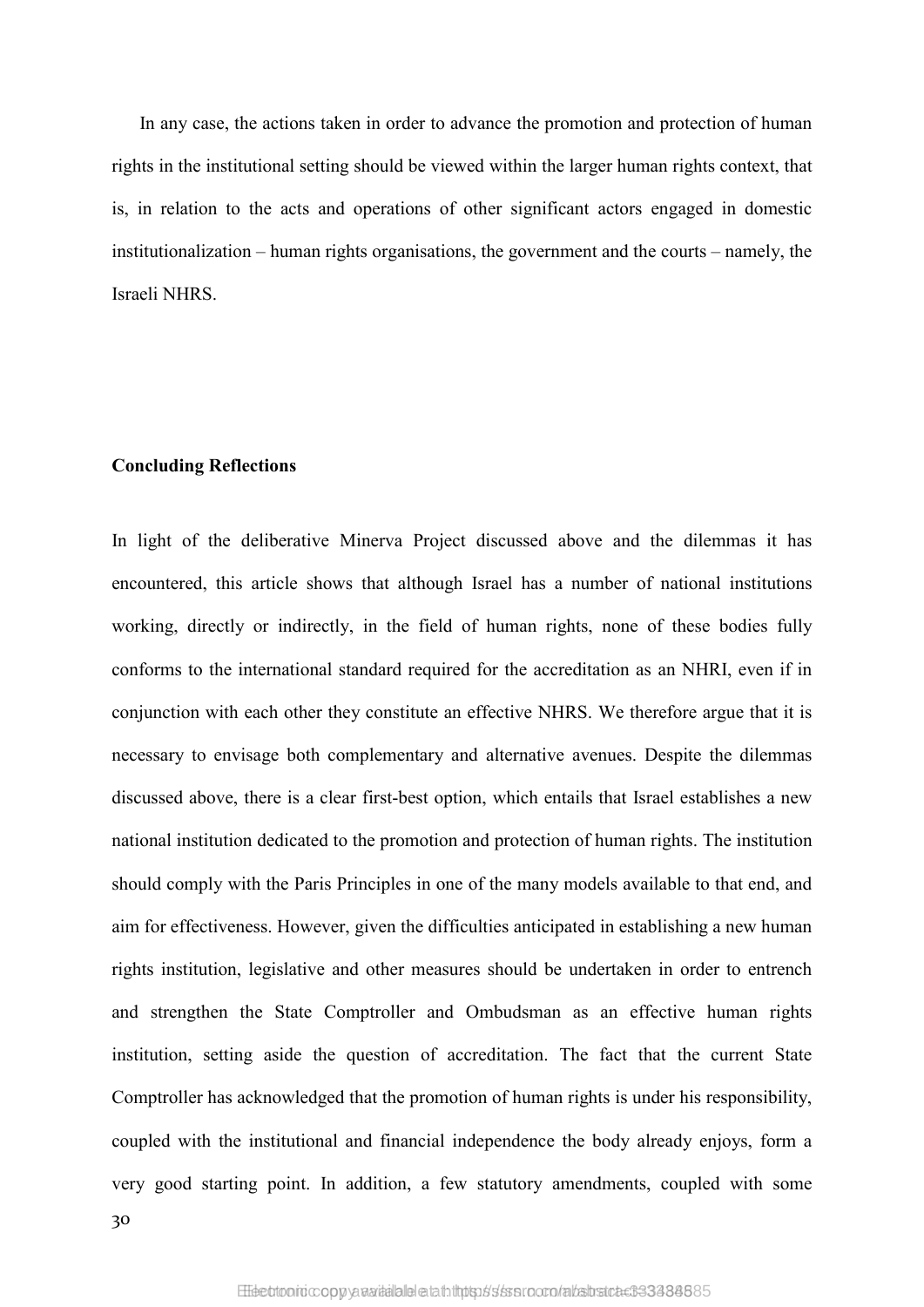In any case, the actions taken in order to advance the promotion and protection of human rights in the institutional setting should be viewed within the larger human rights context, that is, in relation to the acts and operations of other significant actors engaged in domestic institutionalization – human rights organisations, the government and the courts – namely, the Israeli NHRS.

## Concluding Reflections

In light of the deliberative Minerva Project discussed above and the dilemmas it has encountered, this article shows that although Israel has a number of national institutions working, directly or indirectly, in the field of human rights, none of these bodies fully conforms to the international standard required for the accreditation as an NHRI, even if in conjunction with each other they constitute an effective NHRS. We therefore argue that it is necessary to envisage both complementary and alternative avenues. Despite the dilemmas discussed above, there is a clear first-best option, which entails that Israel establishes a new national institution dedicated to the promotion and protection of human rights. The institution should comply with the Paris Principles in one of the many models available to that end, and aim for effectiveness. However, given the difficulties anticipated in establishing a new human rights institution, legislative and other measures should be undertaken in order to entrench and strengthen the State Comptroller and Ombudsman as an effective human rights institution, setting aside the question of accreditation. The fact that the current State Comptroller has acknowledged that the promotion of human rights is under his responsibility, coupled with the institutional and financial independence the body already enjoys, form a very good starting point. In addition, a few statutory amendments, coupled with some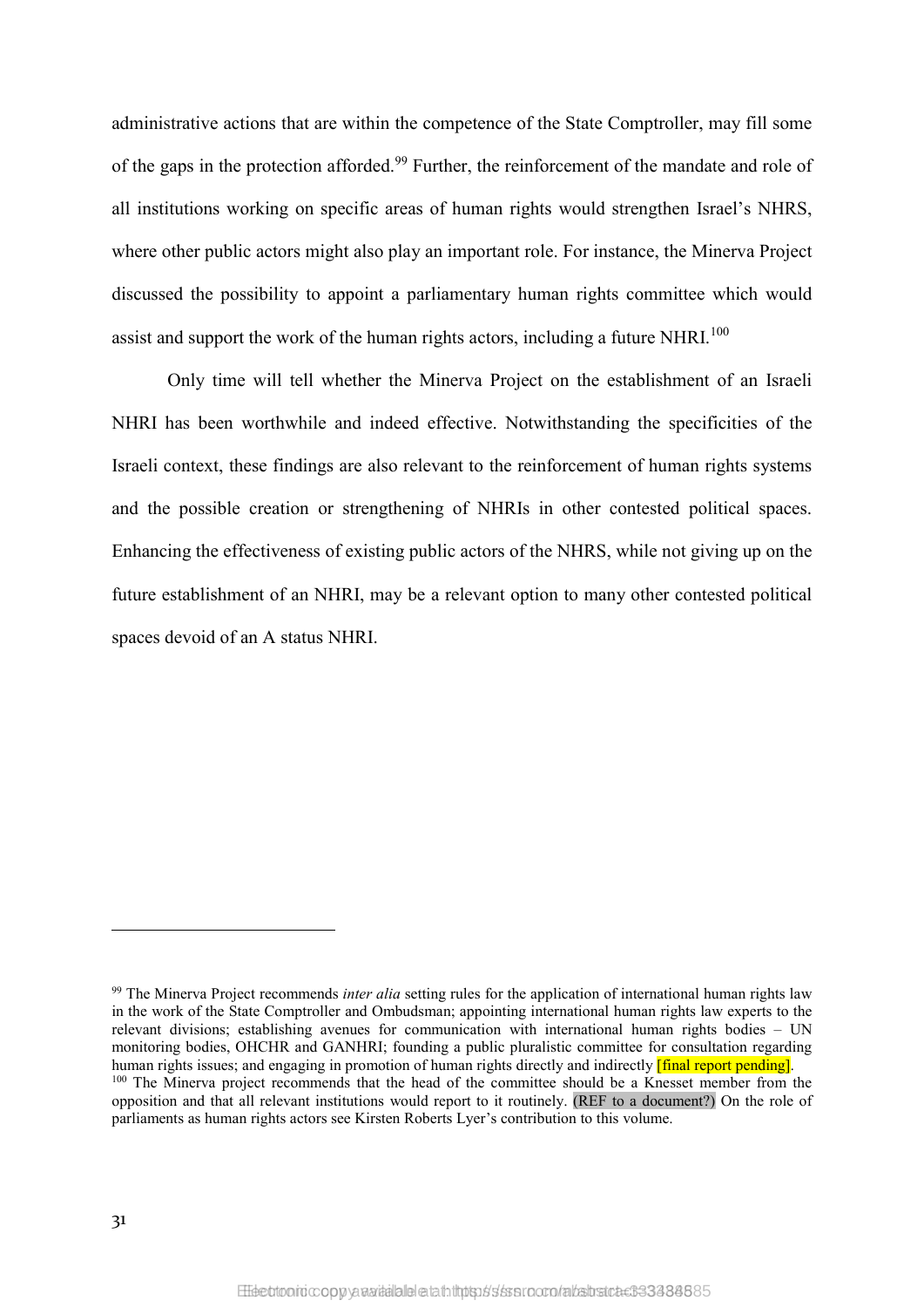administrative actions that are within the competence of the State Comptroller, may fill some of the gaps in the protection afforded.[99] Further, the reinforcement of the mandate and role of all institutions working on specific areas of human rights would strengthen Israel's NHRS, where other public actors might also play an important role. For instance, the Minerva Project discussed the possibility to appoint a parliamentary human rights committee which would assist and support the work of the human rights actors, including a future NHRI.[100]

Only time will tell whether the Minerva Project on the establishment of an Israeli NHRI has been worthwhile and indeed effective. Notwithstanding the specificities of the Israeli context, these findings are also relevant to the reinforcement of human rights systems and the possible creation or strengthening of NHRIs in other contested political spaces. Enhancing the effectiveness of existing public actors of the NHRS, while not giving up on the future establishment of an NHRI, may be a relevant option to many other contested political spaces devoid of an A status NHRI.

---

[99] The Minerva Project recommends *inter alia* setting rules for the application of international human rights law in the work of the State Comptroller and Ombudsman; appointing international human rights law experts to the relevant divisions; establishing avenues for communication with international human rights bodies – UN monitoring bodies, OHCHR and GANHRI; founding a public pluralistic committee for consultation regarding human rights issues; and engaging in promotion of human rights directly and indirectly [final report pending].

[100] The Minerva project recommends that the head of the committee should be a Knesset member from the opposition and that all relevant institutions would report to it routinely. (REF to a document?) On the role of parliaments as human rights actors see Kirsten Roberts Lyer's contribution to this volume.